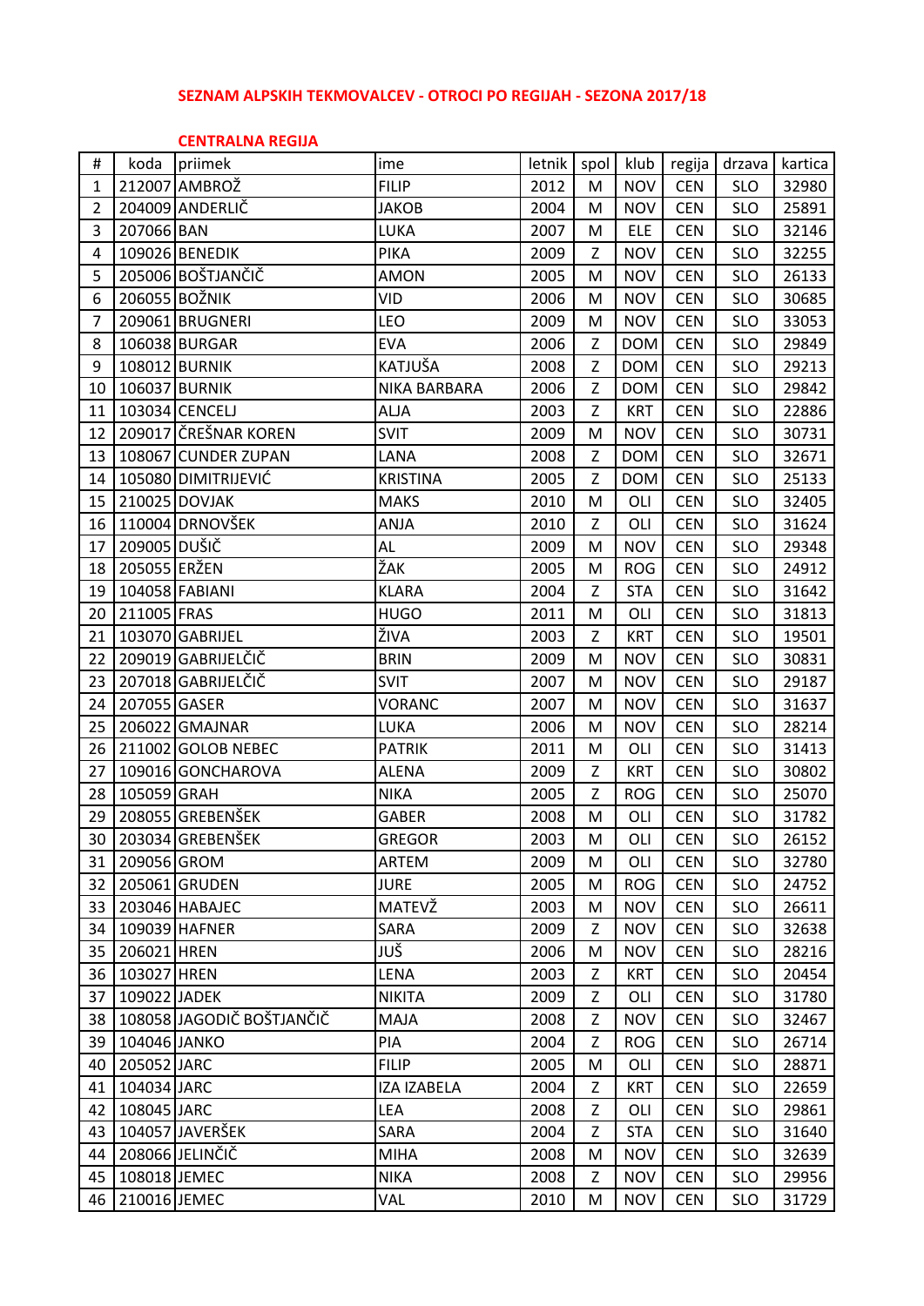## SEZNAM ALPSKIH TEKMOVALCEV - OTROCI PO REGIJAH - SEZONA 2017/18

### CENTRALNA REGIJA

| # | koda | priimek | ime | letnik | spol | klub | regija | drzava | kartica |
|---|---|---|---|---|---|---|---|---|---|
| 1 | 212007 | AMBROŽ | FILIP | 2012 | M | NOV | CEN | SLO | 32980 |
| 2 | 204009 | ANDERLIČ | JAKOB | 2004 | M | NOV | CEN | SLO | 25891 |
| 3 | 207066 | BAN | LUKA | 2007 | M | ELE | CEN | SLO | 32146 |
| 4 | 109026 | BENEDIK | PIKA | 2009 | Z | NOV | CEN | SLO | 32255 |
| 5 | 205006 | BOŠTJANČIČ | AMON | 2005 | M | NOV | CEN | SLO | 26133 |
| 6 | 206055 | BOŽNIK | VID | 2006 | M | NOV | CEN | SLO | 30685 |
| 7 | 209061 | BRUGNERI | LEO | 2009 | M | NOV | CEN | SLO | 33053 |
| 8 | 106038 | BURGAR | EVA | 2006 | Z | DOM | CEN | SLO | 29849 |
| 9 | 108012 | BURNIK | KATJUŠA | 2008 | Z | DOM | CEN | SLO | 29213 |
| 10 | 106037 | BURNIK | NIKA BARBARA | 2006 | Z | DOM | CEN | SLO | 29842 |
| 11 | 103034 | CENCELJ | ALJA | 2003 | Z | KRT | CEN | SLO | 22886 |
| 12 | 209017 | ČREŠNAR KOREN | SVIT | 2009 | M | NOV | CEN | SLO | 30731 |
| 13 | 108067 | CUNDER ZUPAN | LANA | 2008 | Z | DOM | CEN | SLO | 32671 |
| 14 | 105080 | DIMITRIJEVIĆ | KRISTINA | 2005 | Z | DOM | CEN | SLO | 25133 |
| 15 | 210025 | DOVJAK | MAKS | 2010 | M | OLI | CEN | SLO | 32405 |
| 16 | 110004 | DRNOVŠEK | ANJA | 2010 | Z | OLI | CEN | SLO | 31624 |
| 17 | 209005 | DUŠIČ | AL | 2009 | M | NOV | CEN | SLO | 29348 |
| 18 | 205055 | ERŽEN | ŽAK | 2005 | M | ROG | CEN | SLO | 24912 |
| 19 | 104058 | FABIANI | KLARA | 2004 | Z | STA | CEN | SLO | 31642 |
| 20 | 211005 | FRAS | HUGO | 2011 | M | OLI | CEN | SLO | 31813 |
| 21 | 103070 | GABRIJEL | ŽIVA | 2003 | Z | KRT | CEN | SLO | 19501 |
| 22 | 209019 | GABRIJELČIČ | BRIN | 2009 | M | NOV | CEN | SLO | 30831 |
| 23 | 207018 | GABRIJELČIČ | SVIT | 2007 | M | NOV | CEN | SLO | 29187 |
| 24 | 207055 | GASER | VORANC | 2007 | M | NOV | CEN | SLO | 31637 |
| 25 | 206022 | GMAJNAR | LUKA | 2006 | M | NOV | CEN | SLO | 28214 |
| 26 | 211002 | GOLOB NEBEC | PATRIK | 2011 | M | OLI | CEN | SLO | 31413 |
| 27 | 109016 | GONCHAROVA | ALENA | 2009 | Z | KRT | CEN | SLO | 30802 |
| 28 | 105059 | GRAH | NIKA | 2005 | Z | ROG | CEN | SLO | 25070 |
| 29 | 208055 | GREBENŠEK | GABER | 2008 | M | OLI | CEN | SLO | 31782 |
| 30 | 203034 | GREBENŠEK | GREGOR | 2003 | M | OLI | CEN | SLO | 26152 |
| 31 | 209056 | GROM | ARTEM | 2009 | M | OLI | CEN | SLO | 32780 |
| 32 | 205061 | GRUDEN | JURE | 2005 | M | ROG | CEN | SLO | 24752 |
| 33 | 203046 | HABAJEC | MATEVŽ | 2003 | M | NOV | CEN | SLO | 26611 |
| 34 | 109039 | HAFNER | SARA | 2009 | Z | NOV | CEN | SLO | 32638 |
| 35 | 206021 | HREN | JUŠ | 2006 | M | NOV | CEN | SLO | 28216 |
| 36 | 103027 | HREN | LENA | 2003 | Z | KRT | CEN | SLO | 20454 |
| 37 | 109022 | JADEK | NIKITA | 2009 | Z | OLI | CEN | SLO | 31780 |
| 38 | 108058 | JAGODIČ BOŠTJANČIČ | MAJA | 2008 | Z | NOV | CEN | SLO | 32467 |
| 39 | 104046 | JANKO | PIA | 2004 | Z | ROG | CEN | SLO | 26714 |
| 40 | 205052 | JARC | FILIP | 2005 | M | OLI | CEN | SLO | 28871 |
| 41 | 104034 | JARC | IZA IZABELA | 2004 | Z | KRT | CEN | SLO | 22659 |
| 42 | 108045 | JARC | LEA | 2008 | Z | OLI | CEN | SLO | 29861 |
| 43 | 104057 | JAVERŠEK | SARA | 2004 | Z | STA | CEN | SLO | 31640 |
| 44 | 208066 | JELINČIČ | MIHA | 2008 | M | NOV | CEN | SLO | 32639 |
| 45 | 108018 | JEMEC | NIKA | 2008 | Z | NOV | CEN | SLO | 29956 |
| 46 | 210016 | JEMEC | VAL | 2010 | M | NOV | CEN | SLO | 31729 |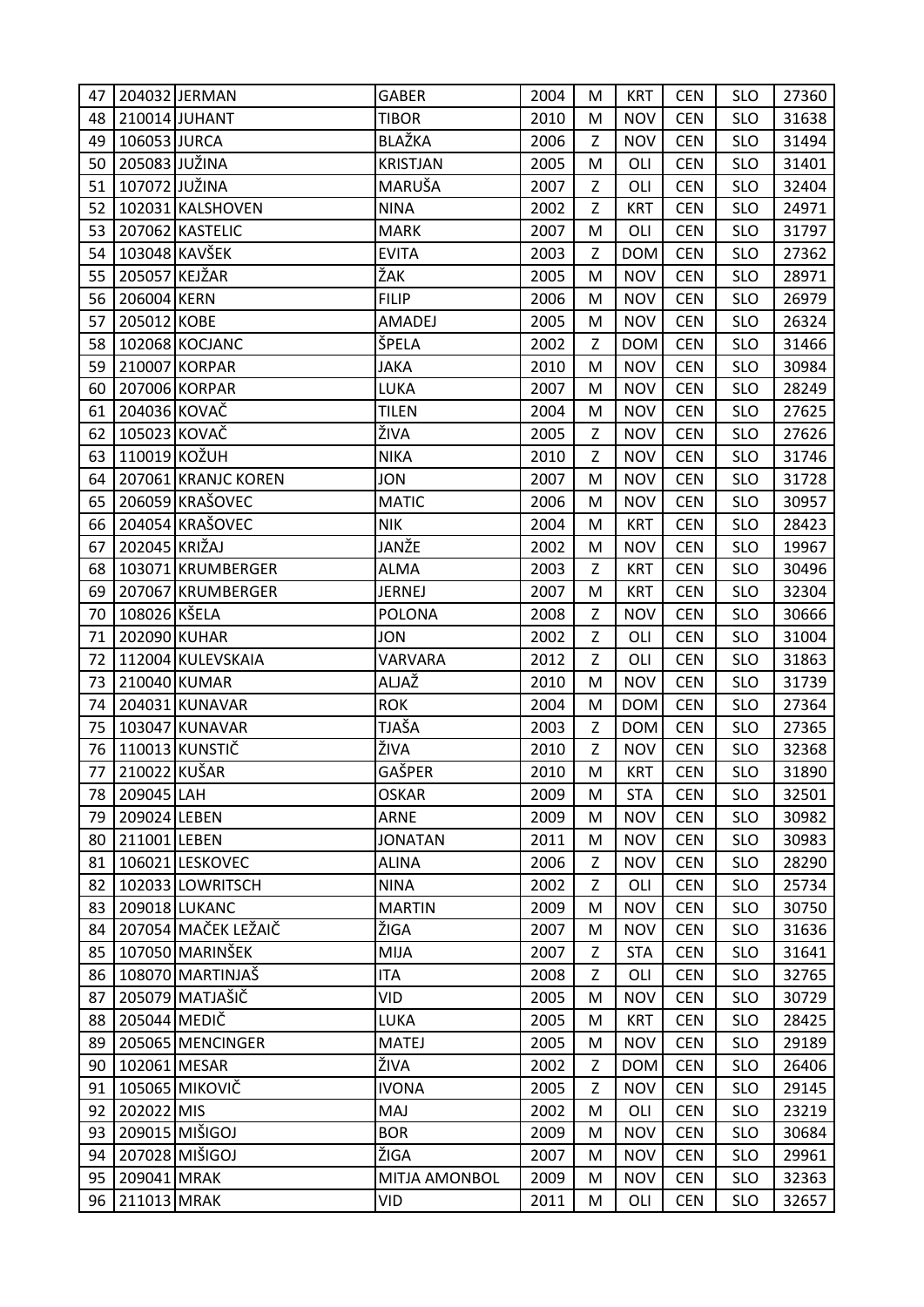| 47 | 204032 | JERMAN | GABER | 2004 | M | KRT | CEN | SLO | 27360 |
|---|---|---|---|---|---|---|---|---|---|
| 48 | 210014 | JUHANT | TIBOR | 2010 | M | NOV | CEN | SLO | 31638 |
| 49 | 106053 | JURCA | BLAŽKA | 2006 | Z | NOV | CEN | SLO | 31494 |
| 50 | 205083 | JUŽINA | KRISTJAN | 2005 | M | OLI | CEN | SLO | 31401 |
| 51 | 107072 | JUŽINA | MARUŠA | 2007 | Z | OLI | CEN | SLO | 32404 |
| 52 | 102031 | KALSHOVEN | NINA | 2002 | Z | KRT | CEN | SLO | 24971 |
| 53 | 207062 | KASTELIC | MARK | 2007 | M | OLI | CEN | SLO | 31797 |
| 54 | 103048 | KAVŠEK | EVITA | 2003 | Z | DOM | CEN | SLO | 27362 |
| 55 | 205057 | KEJŽAR | ŽAK | 2005 | M | NOV | CEN | SLO | 28971 |
| 56 | 206004 | KERN | FILIP | 2006 | M | NOV | CEN | SLO | 26979 |
| 57 | 205012 | KOBE | AMADEJ | 2005 | M | NOV | CEN | SLO | 26324 |
| 58 | 102068 | KOCJANC | ŠPELA | 2002 | Z | DOM | CEN | SLO | 31466 |
| 59 | 210007 | KORPAR | JAKA | 2010 | M | NOV | CEN | SLO | 30984 |
| 60 | 207006 | KORPAR | LUKA | 2007 | M | NOV | CEN | SLO | 28249 |
| 61 | 204036 | KOVAČ | TILEN | 2004 | M | NOV | CEN | SLO | 27625 |
| 62 | 105023 | KOVAČ | ŽIVA | 2005 | Z | NOV | CEN | SLO | 27626 |
| 63 | 110019 | KOŽUH | NIKA | 2010 | Z | NOV | CEN | SLO | 31746 |
| 64 | 207061 | KRANJC KOREN | JON | 2007 | M | NOV | CEN | SLO | 31728 |
| 65 | 206059 | KRAŠOVEC | MATIC | 2006 | M | NOV | CEN | SLO | 30957 |
| 66 | 204054 | KRAŠOVEC | NIK | 2004 | M | KRT | CEN | SLO | 28423 |
| 67 | 202045 | KRIŽAJ | JANŽE | 2002 | M | NOV | CEN | SLO | 19967 |
| 68 | 103071 | KRUMBERGER | ALMA | 2003 | Z | KRT | CEN | SLO | 30496 |
| 69 | 207067 | KRUMBERGER | JERNEJ | 2007 | M | KRT | CEN | SLO | 32304 |
| 70 | 108026 | KŠELA | POLONA | 2008 | Z | NOV | CEN | SLO | 30666 |
| 71 | 202090 | KUHAR | JON | 2002 | Z | OLI | CEN | SLO | 31004 |
| 72 | 112004 | KULEVSKAIA | VARVARA | 2012 | Z | OLI | CEN | SLO | 31863 |
| 73 | 210040 | KUMAR | ALJAŽ | 2010 | M | NOV | CEN | SLO | 31739 |
| 74 | 204031 | KUNAVAR | ROK | 2004 | M | DOM | CEN | SLO | 27364 |
| 75 | 103047 | KUNAVAR | TJAŠA | 2003 | Z | DOM | CEN | SLO | 27365 |
| 76 | 110013 | KUNSTIČ | ŽIVA | 2010 | Z | NOV | CEN | SLO | 32368 |
| 77 | 210022 | KUŠAR | GAŠPER | 2010 | M | KRT | CEN | SLO | 31890 |
| 78 | 209045 | LAH | OSKAR | 2009 | M | STA | CEN | SLO | 32501 |
| 79 | 209024 | LEBEN | ARNE | 2009 | M | NOV | CEN | SLO | 30982 |
| 80 | 211001 | LEBEN | JONATAN | 2011 | M | NOV | CEN | SLO | 30983 |
| 81 | 106021 | LESKOVEC | ALINA | 2006 | Z | NOV | CEN | SLO | 28290 |
| 82 | 102033 | LOWRITSCH | NINA | 2002 | Z | OLI | CEN | SLO | 25734 |
| 83 | 209018 | LUKANC | MARTIN | 2009 | M | NOV | CEN | SLO | 30750 |
| 84 | 207054 | MAČEK LEŽAIČ | ŽIGA | 2007 | M | NOV | CEN | SLO | 31636 |
| 85 | 107050 | MARINŠEK | MIJA | 2007 | Z | STA | CEN | SLO | 31641 |
| 86 | 108070 | MARTINJAŠ | ITA | 2008 | Z | OLI | CEN | SLO | 32765 |
| 87 | 205079 | MATJAŠIČ | VID | 2005 | M | NOV | CEN | SLO | 30729 |
| 88 | 205044 | MEDIČ | LUKA | 2005 | M | KRT | CEN | SLO | 28425 |
| 89 | 205065 | MENCINGER | MATEJ | 2005 | M | NOV | CEN | SLO | 29189 |
| 90 | 102061 | MESAR | ŽIVA | 2002 | Z | DOM | CEN | SLO | 26406 |
| 91 | 105065 | MIKOVIČ | IVONA | 2005 | Z | NOV | CEN | SLO | 29145 |
| 92 | 202022 | MIS | MAJ | 2002 | M | OLI | CEN | SLO | 23219 |
| 93 | 209015 | MIŠIGOJ | BOR | 2009 | M | NOV | CEN | SLO | 30684 |
| 94 | 207028 | MIŠIGOJ | ŽIGA | 2007 | M | NOV | CEN | SLO | 29961 |
| 95 | 209041 | MRAK | MITJA AMONBOL | 2009 | M | NOV | CEN | SLO | 32363 |
| 96 | 211013 | MRAK | VID | 2011 | M | OLI | CEN | SLO | 32657 |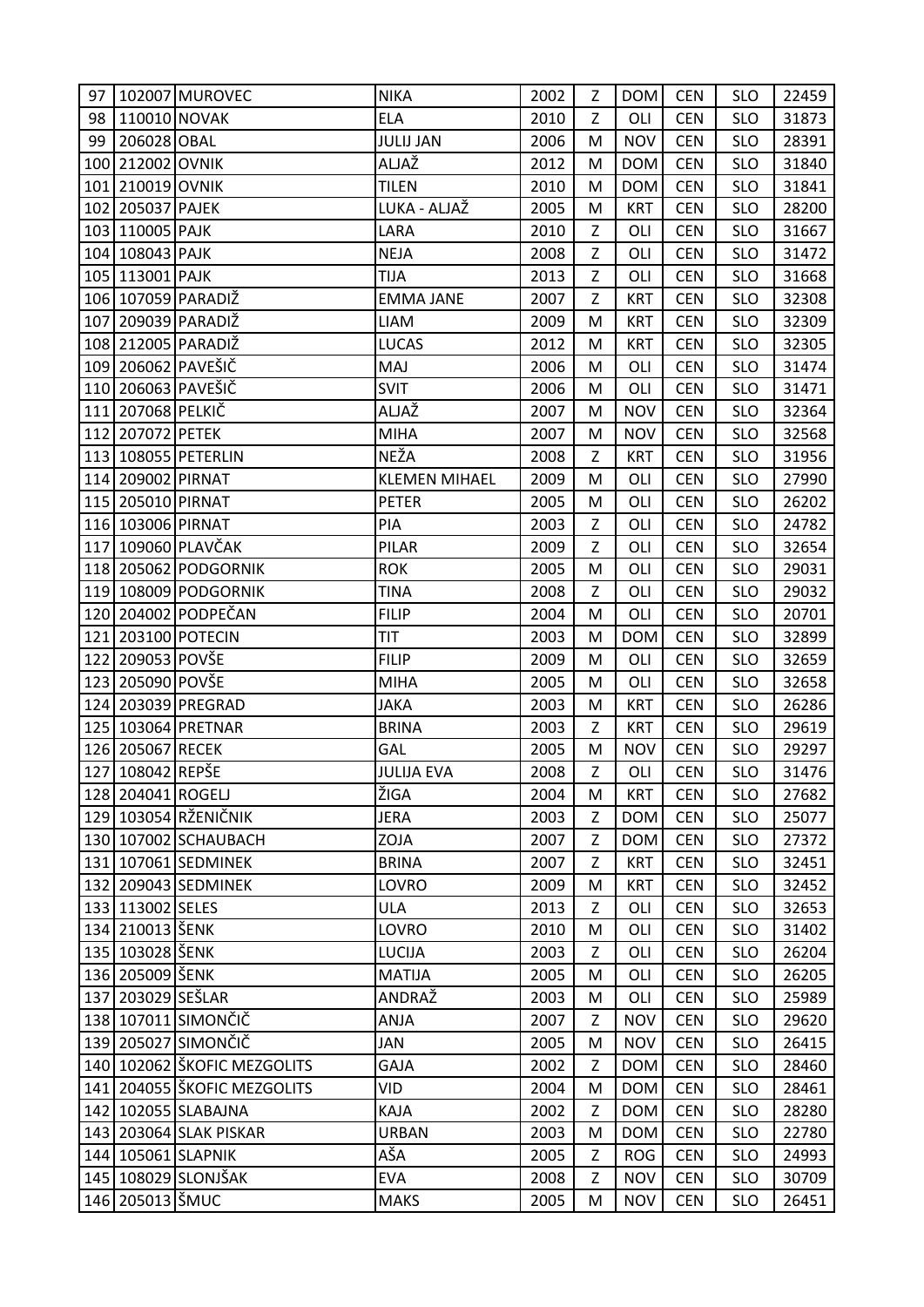| 97 | 102007 | MUROVEC | NIKA | 2002 | Z | DOM | CEN | SLO | 22459 |
|---|---|---|---|---|---|---|---|---|---|
| 98 | 110010 | NOVAK | ELA | 2010 | Z | OLI | CEN | SLO | 31873 |
| 99 | 206028 | OBAL | JULIJ JAN | 2006 | M | NOV | CEN | SLO | 28391 |
| 100 | 212002 | OVNIK | ALJAŽ | 2012 | M | DOM | CEN | SLO | 31840 |
| 101 | 210019 | OVNIK | TILEN | 2010 | M | DOM | CEN | SLO | 31841 |
| 102 | 205037 | PAJEK | LUKA - ALJAŽ | 2005 | M | KRT | CEN | SLO | 28200 |
| 103 | 110005 | PAJK | LARA | 2010 | Z | OLI | CEN | SLO | 31667 |
| 104 | 108043 | PAJK | NEJA | 2008 | Z | OLI | CEN | SLO | 31472 |
| 105 | 113001 | PAJK | TIJA | 2013 | Z | OLI | CEN | SLO | 31668 |
| 106 | 107059 | PARADIŽ | EMMA JANE | 2007 | Z | KRT | CEN | SLO | 32308 |
| 107 | 209039 | PARADIŽ | LIAM | 2009 | M | KRT | CEN | SLO | 32309 |
| 108 | 212005 | PARADIŽ | LUCAS | 2012 | M | KRT | CEN | SLO | 32305 |
| 109 | 206062 | PAVEŠIČ | MAJ | 2006 | M | OLI | CEN | SLO | 31474 |
| 110 | 206063 | PAVEŠIČ | SVIT | 2006 | M | OLI | CEN | SLO | 31471 |
| 111 | 207068 | PELKIČ | ALJAŽ | 2007 | M | NOV | CEN | SLO | 32364 |
| 112 | 207072 | PETEK | MIHA | 2007 | M | NOV | CEN | SLO | 32568 |
| 113 | 108055 | PETERLIN | NEŽA | 2008 | Z | KRT | CEN | SLO | 31956 |
| 114 | 209002 | PIRNAT | KLEMEN MIHAEL | 2009 | M | OLI | CEN | SLO | 27990 |
| 115 | 205010 | PIRNAT | PETER | 2005 | M | OLI | CEN | SLO | 26202 |
| 116 | 103006 | PIRNAT | PIA | 2003 | Z | OLI | CEN | SLO | 24782 |
| 117 | 109060 | PLAVČAK | PILAR | 2009 | Z | OLI | CEN | SLO | 32654 |
| 118 | 205062 | PODGORNIK | ROK | 2005 | M | OLI | CEN | SLO | 29031 |
| 119 | 108009 | PODGORNIK | TINA | 2008 | Z | OLI | CEN | SLO | 29032 |
| 120 | 204002 | PODPEČAN | FILIP | 2004 | M | OLI | CEN | SLO | 20701 |
| 121 | 203100 | POTECIN | TIT | 2003 | M | DOM | CEN | SLO | 32899 |
| 122 | 209053 | POVŠE | FILIP | 2009 | M | OLI | CEN | SLO | 32659 |
| 123 | 205090 | POVŠE | MIHA | 2005 | M | OLI | CEN | SLO | 32658 |
| 124 | 203039 | PREGRAD | JAKA | 2003 | M | KRT | CEN | SLO | 26286 |
| 125 | 103064 | PRETNAR | BRINA | 2003 | Z | KRT | CEN | SLO | 29619 |
| 126 | 205067 | RECEK | GAL | 2005 | M | NOV | CEN | SLO | 29297 |
| 127 | 108042 | REPŠE | JULIJA EVA | 2008 | Z | OLI | CEN | SLO | 31476 |
| 128 | 204041 | ROGELJ | ŽIGA | 2004 | M | KRT | CEN | SLO | 27682 |
| 129 | 103054 | RŽENIČNIK | JERA | 2003 | Z | DOM | CEN | SLO | 25077 |
| 130 | 107002 | SCHAUBACH | ZOJA | 2007 | Z | DOM | CEN | SLO | 27372 |
| 131 | 107061 | SEDMINEK | BRINA | 2007 | Z | KRT | CEN | SLO | 32451 |
| 132 | 209043 | SEDMINEK | LOVRO | 2009 | M | KRT | CEN | SLO | 32452 |
| 133 | 113002 | SELES | ULA | 2013 | Z | OLI | CEN | SLO | 32653 |
| 134 | 210013 | ŠENK | LOVRO | 2010 | M | OLI | CEN | SLO | 31402 |
| 135 | 103028 | ŠENK | LUCIJA | 2003 | Z | OLI | CEN | SLO | 26204 |
| 136 | 205009 | ŠENK | MATIJA | 2005 | M | OLI | CEN | SLO | 26205 |
| 137 | 203029 | SEŠLAR | ANDRAŽ | 2003 | M | OLI | CEN | SLO | 25989 |
| 138 | 107011 | SIMONČIČ | ANJA | 2007 | Z | NOV | CEN | SLO | 29620 |
| 139 | 205027 | SIMONČIČ | JAN | 2005 | M | NOV | CEN | SLO | 26415 |
| 140 | 102062 | ŠKOFIC MEZGOLITS | GAJA | 2002 | Z | DOM | CEN | SLO | 28460 |
| 141 | 204055 | ŠKOFIC MEZGOLITS | VID | 2004 | M | DOM | CEN | SLO | 28461 |
| 142 | 102055 | SLABAJNA | KAJA | 2002 | Z | DOM | CEN | SLO | 28280 |
| 143 | 203064 | SLAK PISKAR | URBAN | 2003 | M | DOM | CEN | SLO | 22780 |
| 144 | 105061 | SLAPNIK | AŠA | 2005 | Z | ROG | CEN | SLO | 24993 |
| 145 | 108029 | SLONJŠAK | EVA | 2008 | Z | NOV | CEN | SLO | 30709 |
| 146 | 205013 | ŠMUC | MAKS | 2005 | M | NOV | CEN | SLO | 26451 |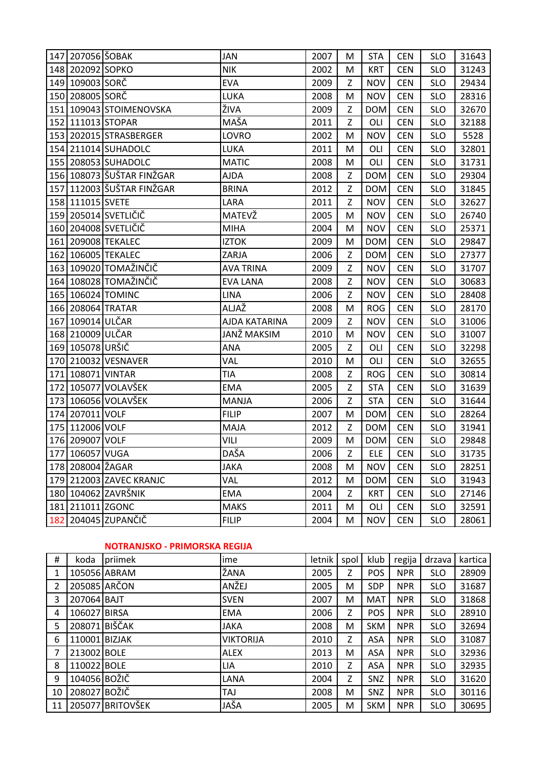| | | | | | | | | | |
|---|---|---|---|---|---|---|---|---|---|
| 147 | 207056 | ŠOBAK | JAN | 2007 | M | STA | CEN | SLO | 31643 |
| 148 | 202092 | SOPKO | NIK | 2002 | M | KRT | CEN | SLO | 31243 |
| 149 | 109003 | SORČ | EVA | 2009 | Z | NOV | CEN | SLO | 29434 |
| 150 | 208005 | SORČ | LUKA | 2008 | M | NOV | CEN | SLO | 28316 |
| 151 | 109043 | STOIMENOVSKA | ŽIVA | 2009 | Z | DOM | CEN | SLO | 32670 |
| 152 | 111013 | STOPAR | MAŠA | 2011 | Z | OLI | CEN | SLO | 32188 |
| 153 | 202015 | STRASBERGER | LOVRO | 2002 | M | NOV | CEN | SLO | 5528 |
| 154 | 211014 | SUHADOLC | LUKA | 2011 | M | OLI | CEN | SLO | 32801 |
| 155 | 208053 | SUHADOLC | MATIC | 2008 | M | OLI | CEN | SLO | 31731 |
| 156 | 108073 | ŠUŠTAR FINŽGAR | AJDA | 2008 | Z | DOM | CEN | SLO | 29304 |
| 157 | 112003 | ŠUŠTAR FINŽGAR | BRINA | 2012 | Z | DOM | CEN | SLO | 31845 |
| 158 | 111015 | SVETE | LARA | 2011 | Z | NOV | CEN | SLO | 32627 |
| 159 | 205014 | SVETLIČIČ | MATEVŽ | 2005 | M | NOV | CEN | SLO | 26740 |
| 160 | 204008 | SVETLIČIČ | MIHA | 2004 | M | NOV | CEN | SLO | 25371 |
| 161 | 209008 | TEKALEC | IZTOK | 2009 | M | DOM | CEN | SLO | 29847 |
| 162 | 106005 | TEKALEC | ZARJA | 2006 | Z | DOM | CEN | SLO | 27377 |
| 163 | 109020 | TOMAŽINČIČ | AVA TRINA | 2009 | Z | NOV | CEN | SLO | 31707 |
| 164 | 108028 | TOMAŽINČIČ | EVA LANA | 2008 | Z | NOV | CEN | SLO | 30683 |
| 165 | 106024 | TOMINC | LINA | 2006 | Z | NOV | CEN | SLO | 28408 |
| 166 | 208064 | TRATAR | ALJAŽ | 2008 | M | ROG | CEN | SLO | 28170 |
| 167 | 109014 | ULČAR | AJDA KATARINA | 2009 | Z | NOV | CEN | SLO | 31006 |
| 168 | 210009 | ULČAR | JANŽ MAKSIM | 2010 | M | NOV | CEN | SLO | 31007 |
| 169 | 105078 | URŠIČ | ANA | 2005 | Z | OLI | CEN | SLO | 32298 |
| 170 | 210032 | VESNAVER | VAL | 2010 | M | OLI | CEN | SLO | 32655 |
| 171 | 108071 | VINTAR | TIA | 2008 | Z | ROG | CEN | SLO | 30814 |
| 172 | 105077 | VOLAVŠEK | EMA | 2005 | Z | STA | CEN | SLO | 31639 |
| 173 | 106056 | VOLAVŠEK | MANJA | 2006 | Z | STA | CEN | SLO | 31644 |
| 174 | 207011 | VOLF | FILIP | 2007 | M | DOM | CEN | SLO | 28264 |
| 175 | 112006 | VOLF | MAJA | 2012 | Z | DOM | CEN | SLO | 31941 |
| 176 | 209007 | VOLF | VILI | 2009 | M | DOM | CEN | SLO | 29848 |
| 177 | 106057 | VUGA | DAŠA | 2006 | Z | ELE | CEN | SLO | 31735 |
| 178 | 208004 | ŽAGAR | JAKA | 2008 | M | NOV | CEN | SLO | 28251 |
| 179 | 212003 | ZAVEC KRANJC | VAL | 2012 | M | DOM | CEN | SLO | 31943 |
| 180 | 104062 | ZAVRŠNIK | EMA | 2004 | Z | KRT | CEN | SLO | 27146 |
| 181 | 211011 | ZGONC | MAKS | 2011 | M | OLI | CEN | SLO | 32591 |
| 182 | 204045 | ZUPANČIČ | FILIP | 2004 | M | NOV | CEN | SLO | 28061 |

**NOTRANJSKO - PRIMORSKA REGIJA**

| # | koda | priimek | ime | letnik | spol | klub | regija | drzava | kartica |
|---|---|---|---|---|---|---|---|---|---|
| 1 | 105056 | ABRAM | ŽANA | 2005 | Z | POS | NPR | SLO | 28909 |
| 2 | 205085 | ARČON | ANŽEJ | 2005 | M | SDP | NPR | SLO | 31687 |
| 3 | 207064 | BAJT | SVEN | 2007 | M | MAT | NPR | SLO | 31868 |
| 4 | 106027 | BIRSA | EMA | 2006 | Z | POS | NPR | SLO | 28910 |
| 5 | 208071 | BIŠČAK | JAKA | 2008 | M | SKM | NPR | SLO | 32694 |
| 6 | 110001 | BIZJAK | VIKTORIJA | 2010 | Z | ASA | NPR | SLO | 31087 |
| 7 | 213002 | BOLE | ALEX | 2013 | M | ASA | NPR | SLO | 32936 |
| 8 | 110022 | BOLE | LIA | 2010 | Z | ASA | NPR | SLO | 32935 |
| 9 | 104056 | BOŽIČ | LANA | 2004 | Z | SNZ | NPR | SLO | 31620 |
| 10 | 208027 | BOŽIČ | TAJ | 2008 | M | SNZ | NPR | SLO | 30116 |
| 11 | 205077 | BRITOVŠEK | JAŠA | 2005 | M | SKM | NPR | SLO | 30695 |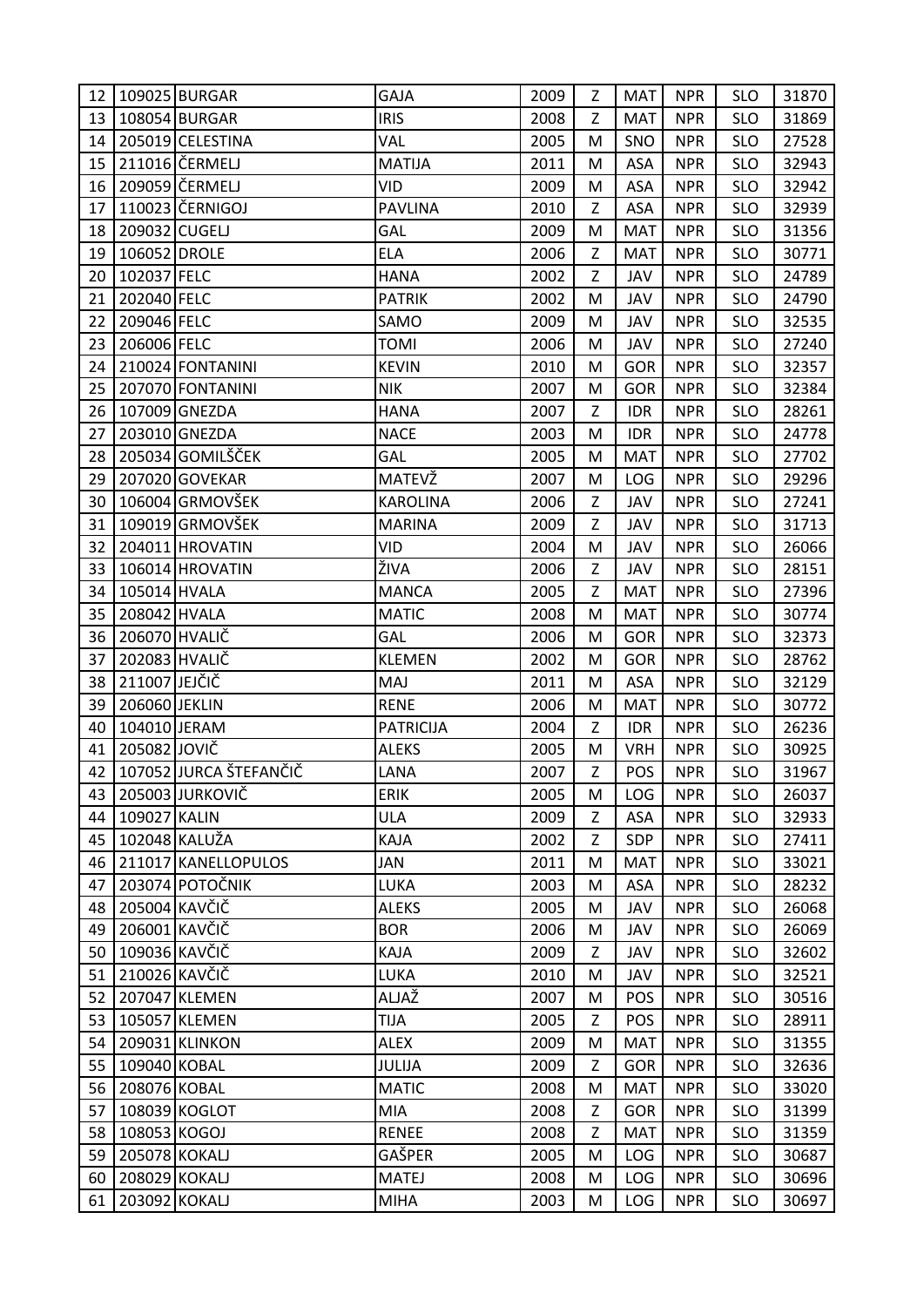| | | | | | | | | | |
|---|---|---|---|---|---|---|---|---|---|
| 12 | 109025 | BURGAR | GAJA | 2009 | Z | MAT | NPR | SLO | 31870 |
| 13 | 108054 | BURGAR | IRIS | 2008 | Z | MAT | NPR | SLO | 31869 |
| 14 | 205019 | CELESTINA | VAL | 2005 | M | SNO | NPR | SLO | 27528 |
| 15 | 211016 | ČERMELJ | MATIJA | 2011 | M | ASA | NPR | SLO | 32943 |
| 16 | 209059 | ČERMELJ | VID | 2009 | M | ASA | NPR | SLO | 32942 |
| 17 | 110023 | ČERNIGOJ | PAVLINA | 2010 | Z | ASA | NPR | SLO | 32939 |
| 18 | 209032 | CUGELJ | GAL | 2009 | M | MAT | NPR | SLO | 31356 |
| 19 | 106052 | DROLE | ELA | 2006 | Z | MAT | NPR | SLO | 30771 |
| 20 | 102037 | FELC | HANA | 2002 | Z | JAV | NPR | SLO | 24789 |
| 21 | 202040 | FELC | PATRIK | 2002 | M | JAV | NPR | SLO | 24790 |
| 22 | 209046 | FELC | SAMO | 2009 | M | JAV | NPR | SLO | 32535 |
| 23 | 206006 | FELC | TOMI | 2006 | M | JAV | NPR | SLO | 27240 |
| 24 | 210024 | FONTANINI | KEVIN | 2010 | M | GOR | NPR | SLO | 32357 |
| 25 | 207070 | FONTANINI | NIK | 2007 | M | GOR | NPR | SLO | 32384 |
| 26 | 107009 | GNEZDA | HANA | 2007 | Z | IDR | NPR | SLO | 28261 |
| 27 | 203010 | GNEZDA | NACE | 2003 | M | IDR | NPR | SLO | 24778 |
| 28 | 205034 | GOMILŠČEK | GAL | 2005 | M | MAT | NPR | SLO | 27702 |
| 29 | 207020 | GOVEKAR | MATEVŽ | 2007 | M | LOG | NPR | SLO | 29296 |
| 30 | 106004 | GRMOVŠEK | KAROLINA | 2006 | Z | JAV | NPR | SLO | 27241 |
| 31 | 109019 | GRMOVŠEK | MARINA | 2009 | Z | JAV | NPR | SLO | 31713 |
| 32 | 204011 | HROVATIN | VID | 2004 | M | JAV | NPR | SLO | 26066 |
| 33 | 106014 | HROVATIN | ŽIVA | 2006 | Z | JAV | NPR | SLO | 28151 |
| 34 | 105014 | HVALA | MANCA | 2005 | Z | MAT | NPR | SLO | 27396 |
| 35 | 208042 | HVALA | MATIC | 2008 | M | MAT | NPR | SLO | 30774 |
| 36 | 206070 | HVALIČ | GAL | 2006 | M | GOR | NPR | SLO | 32373 |
| 37 | 202083 | HVALIČ | KLEMEN | 2002 | M | GOR | NPR | SLO | 28762 |
| 38 | 211007 | JEJČIČ | MAJ | 2011 | M | ASA | NPR | SLO | 32129 |
| 39 | 206060 | JEKLIN | RENE | 2006 | M | MAT | NPR | SLO | 30772 |
| 40 | 104010 | JERAM | PATRICIJA | 2004 | Z | IDR | NPR | SLO | 26236 |
| 41 | 205082 | JOVIČ | ALEKS | 2005 | M | VRH | NPR | SLO | 30925 |
| 42 | 107052 | JURCA ŠTEFANČIČ | LANA | 2007 | Z | POS | NPR | SLO | 31967 |
| 43 | 205003 | JURKOVIČ | ERIK | 2005 | M | LOG | NPR | SLO | 26037 |
| 44 | 109027 | KALIN | ULA | 2009 | Z | ASA | NPR | SLO | 32933 |
| 45 | 102048 | KALUŽA | KAJA | 2002 | Z | SDP | NPR | SLO | 27411 |
| 46 | 211017 | KANELLOPULOS | JAN | 2011 | M | MAT | NPR | SLO | 33021 |
| 47 | 203074 | POTOČNIK | LUKA | 2003 | M | ASA | NPR | SLO | 28232 |
| 48 | 205004 | KAVČIČ | ALEKS | 2005 | M | JAV | NPR | SLO | 26068 |
| 49 | 206001 | KAVČIČ | BOR | 2006 | M | JAV | NPR | SLO | 26069 |
| 50 | 109036 | KAVČIČ | KAJA | 2009 | Z | JAV | NPR | SLO | 32602 |
| 51 | 210026 | KAVČIČ | LUKA | 2010 | M | JAV | NPR | SLO | 32521 |
| 52 | 207047 | KLEMEN | ALJAŽ | 2007 | M | POS | NPR | SLO | 30516 |
| 53 | 105057 | KLEMEN | TIJA | 2005 | Z | POS | NPR | SLO | 28911 |
| 54 | 209031 | KLINKON | ALEX | 2009 | M | MAT | NPR | SLO | 31355 |
| 55 | 109040 | KOBAL | JULIJA | 2009 | Z | GOR | NPR | SLO | 32636 |
| 56 | 208076 | KOBAL | MATIC | 2008 | M | MAT | NPR | SLO | 33020 |
| 57 | 108039 | KOGLOT | MIA | 2008 | Z | GOR | NPR | SLO | 31399 |
| 58 | 108053 | KOGOJ | RENEE | 2008 | Z | MAT | NPR | SLO | 31359 |
| 59 | 205078 | KOKALJ | GAŠPER | 2005 | M | LOG | NPR | SLO | 30687 |
| 60 | 208029 | KOKALJ | MATEJ | 2008 | M | LOG | NPR | SLO | 30696 |
| 61 | 203092 | KOKALJ | MIHA | 2003 | M | LOG | NPR | SLO | 30697 |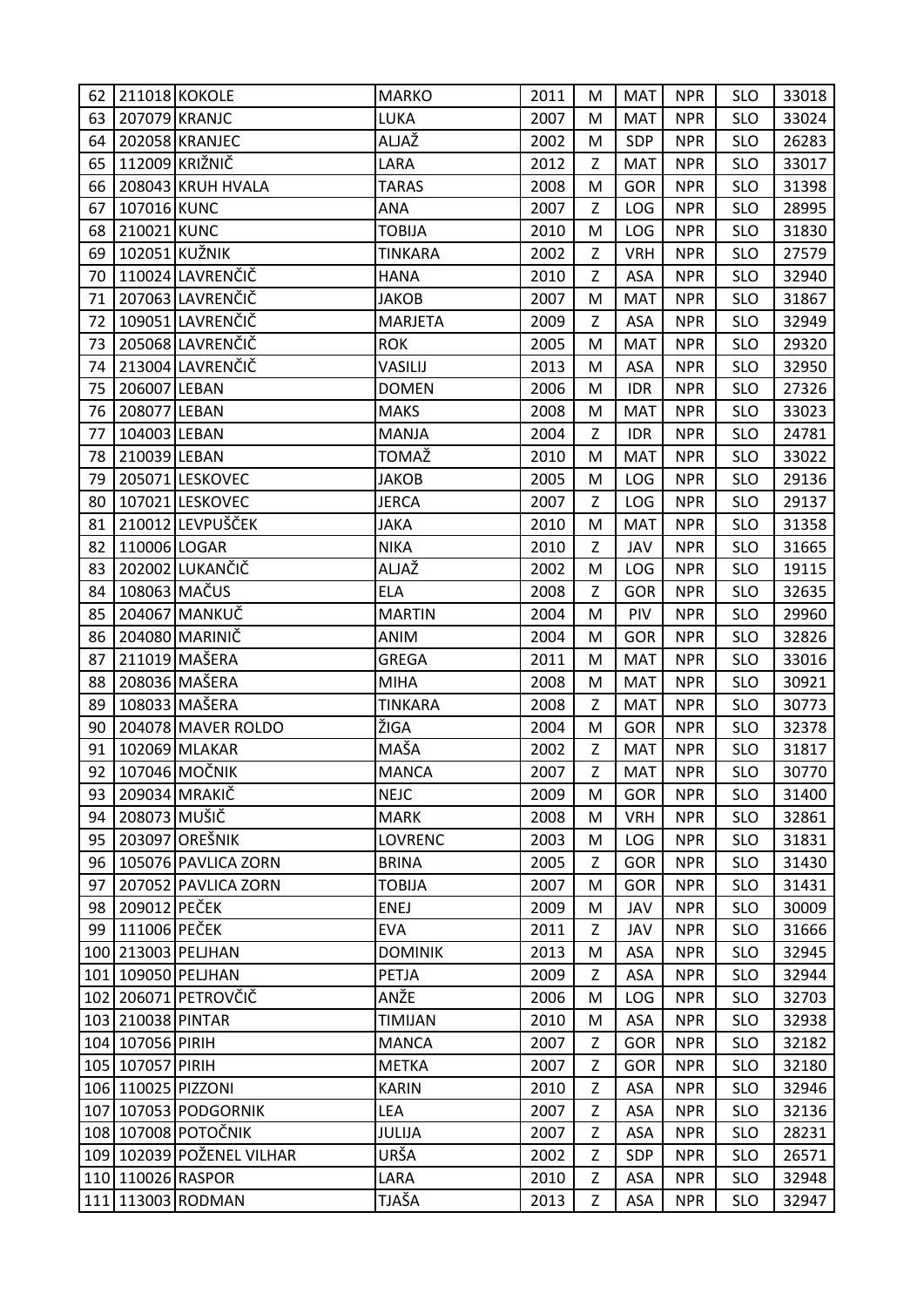| 62 | 211018 | KOKOLE | MARKO | 2011 | M | MAT | NPR | SLO | 33018 |
|---|---|---|---|---|---|---|---|---|---|
| 63 | 207079 | KRANJC | LUKA | 2007 | M | MAT | NPR | SLO | 33024 |
| 64 | 202058 | KRANJEC | ALJAŽ | 2002 | M | SDP | NPR | SLO | 26283 |
| 65 | 112009 | KRIŽNIČ | LARA | 2012 | Z | MAT | NPR | SLO | 33017 |
| 66 | 208043 | KRUH HVALA | TARAS | 2008 | M | GOR | NPR | SLO | 31398 |
| 67 | 107016 | KUNC | ANA | 2007 | Z | LOG | NPR | SLO | 28995 |
| 68 | 210021 | KUNC | TOBIJA | 2010 | M | LOG | NPR | SLO | 31830 |
| 69 | 102051 | KUŽNIK | TINKARA | 2002 | Z | VRH | NPR | SLO | 27579 |
| 70 | 110024 | LAVRENČIČ | HANA | 2010 | Z | ASA | NPR | SLO | 32940 |
| 71 | 207063 | LAVRENČIČ | JAKOB | 2007 | M | MAT | NPR | SLO | 31867 |
| 72 | 109051 | LAVRENČIČ | MARJETA | 2009 | Z | ASA | NPR | SLO | 32949 |
| 73 | 205068 | LAVRENČIČ | ROK | 2005 | M | MAT | NPR | SLO | 29320 |
| 74 | 213004 | LAVRENČIČ | VASILIJ | 2013 | M | ASA | NPR | SLO | 32950 |
| 75 | 206007 | LEBAN | DOMEN | 2006 | M | IDR | NPR | SLO | 27326 |
| 76 | 208077 | LEBAN | MAKS | 2008 | M | MAT | NPR | SLO | 33023 |
| 77 | 104003 | LEBAN | MANJA | 2004 | Z | IDR | NPR | SLO | 24781 |
| 78 | 210039 | LEBAN | TOMAŽ | 2010 | M | MAT | NPR | SLO | 33022 |
| 79 | 205071 | LESKOVEC | JAKOB | 2005 | M | LOG | NPR | SLO | 29136 |
| 80 | 107021 | LESKOVEC | JERCA | 2007 | Z | LOG | NPR | SLO | 29137 |
| 81 | 210012 | LEVPUŠČEK | JAKA | 2010 | M | MAT | NPR | SLO | 31358 |
| 82 | 110006 | LOGAR | NIKA | 2010 | Z | JAV | NPR | SLO | 31665 |
| 83 | 202002 | LUKANČIČ | ALJAŽ | 2002 | M | LOG | NPR | SLO | 19115 |
| 84 | 108063 | MAČUS | ELA | 2008 | Z | GOR | NPR | SLO | 32635 |
| 85 | 204067 | MANKUČ | MARTIN | 2004 | M | PIV | NPR | SLO | 29960 |
| 86 | 204080 | MARINIČ | ANIM | 2004 | M | GOR | NPR | SLO | 32826 |
| 87 | 211019 | MAŠERA | GREGA | 2011 | M | MAT | NPR | SLO | 33016 |
| 88 | 208036 | MAŠERA | MIHA | 2008 | M | MAT | NPR | SLO | 30921 |
| 89 | 108033 | MAŠERA | TINKARA | 2008 | Z | MAT | NPR | SLO | 30773 |
| 90 | 204078 | MAVER ROLDO | ŽIGA | 2004 | M | GOR | NPR | SLO | 32378 |
| 91 | 102069 | MLAKAR | MAŠA | 2002 | Z | MAT | NPR | SLO | 31817 |
| 92 | 107046 | MOČNIK | MANCA | 2007 | Z | MAT | NPR | SLO | 30770 |
| 93 | 209034 | MRAKIČ | NEJC | 2009 | M | GOR | NPR | SLO | 31400 |
| 94 | 208073 | MUŠIČ | MARK | 2008 | M | VRH | NPR | SLO | 32861 |
| 95 | 203097 | OREŠNIK | LOVRENC | 2003 | M | LOG | NPR | SLO | 31831 |
| 96 | 105076 | PAVLICA ZORN | BRINA | 2005 | Z | GOR | NPR | SLO | 31430 |
| 97 | 207052 | PAVLICA ZORN | TOBIJA | 2007 | M | GOR | NPR | SLO | 31431 |
| 98 | 209012 | PEČEK | ENEJ | 2009 | M | JAV | NPR | SLO | 30009 |
| 99 | 111006 | PEČEK | EVA | 2011 | Z | JAV | NPR | SLO | 31666 |
| 100 | 213003 | PELJHAN | DOMINIK | 2013 | M | ASA | NPR | SLO | 32945 |
| 101 | 109050 | PELJHAN | PETJA | 2009 | Z | ASA | NPR | SLO | 32944 |
| 102 | 206071 | PETROVČIČ | ANŽE | 2006 | M | LOG | NPR | SLO | 32703 |
| 103 | 210038 | PINTAR | TIMIJAN | 2010 | M | ASA | NPR | SLO | 32938 |
| 104 | 107056 | PIRIH | MANCA | 2007 | Z | GOR | NPR | SLO | 32182 |
| 105 | 107057 | PIRIH | METKA | 2007 | Z | GOR | NPR | SLO | 32180 |
| 106 | 110025 | PIZZONI | KARIN | 2010 | Z | ASA | NPR | SLO | 32946 |
| 107 | 107053 | PODGORNIK | LEA | 2007 | Z | ASA | NPR | SLO | 32136 |
| 108 | 107008 | POTOČNIK | JULIJA | 2007 | Z | ASA | NPR | SLO | 28231 |
| 109 | 102039 | POŽENEL VILHAR | URŠA | 2002 | Z | SDP | NPR | SLO | 26571 |
| 110 | 110026 | RASPOR | LARA | 2010 | Z | ASA | NPR | SLO | 32948 |
| 111 | 113003 | RODMAN | TJAŠA | 2013 | Z | ASA | NPR | SLO | 32947 |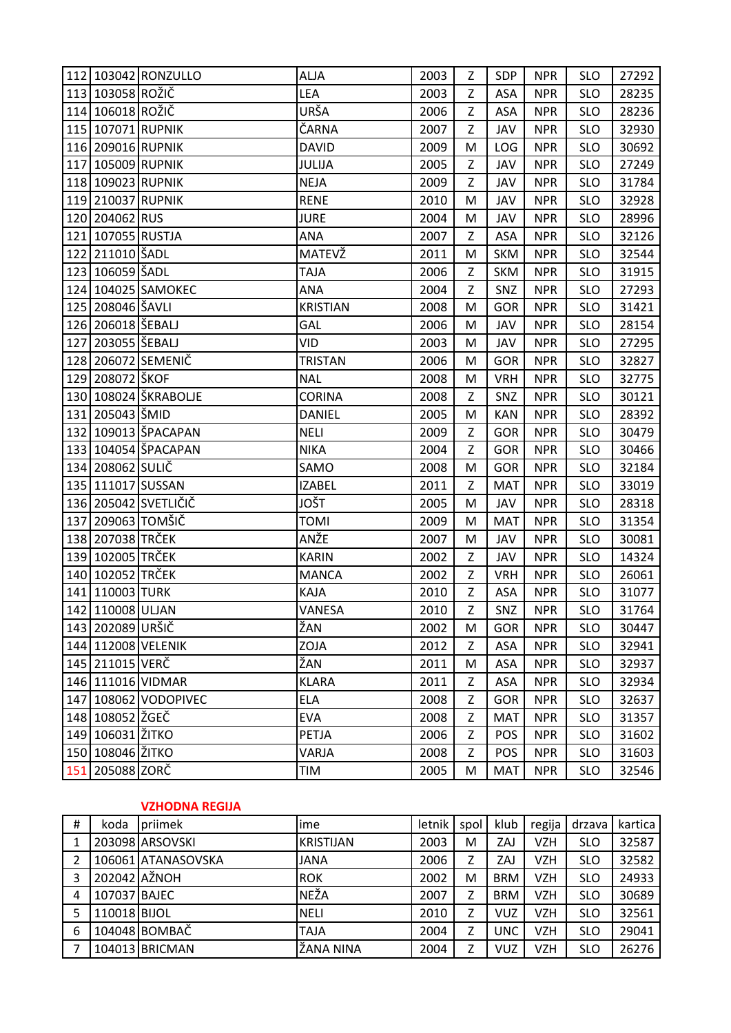| | | | | | | | | | |
|---|---|---|---|---|---|---|---|---|---|
| 112 | 103042 | RONZULLO | ALJA | 2003 | Z | SDP | NPR | SLO | 27292 |
| 113 | 103058 | ROŽIČ | LEA | 2003 | Z | ASA | NPR | SLO | 28235 |
| 114 | 106018 | ROŽIČ | URŠA | 2006 | Z | ASA | NPR | SLO | 28236 |
| 115 | 107071 | RUPNIK | ČARNA | 2007 | Z | JAV | NPR | SLO | 32930 |
| 116 | 209016 | RUPNIK | DAVID | 2009 | M | LOG | NPR | SLO | 30692 |
| 117 | 105009 | RUPNIK | JULIJA | 2005 | Z | JAV | NPR | SLO | 27249 |
| 118 | 109023 | RUPNIK | NEJA | 2009 | Z | JAV | NPR | SLO | 31784 |
| 119 | 210037 | RUPNIK | RENE | 2010 | M | JAV | NPR | SLO | 32928 |
| 120 | 204062 | RUS | JURE | 2004 | M | JAV | NPR | SLO | 28996 |
| 121 | 107055 | RUSTJA | ANA | 2007 | Z | ASA | NPR | SLO | 32126 |
| 122 | 211010 | ŠADL | MATEVŽ | 2011 | M | SKM | NPR | SLO | 32544 |
| 123 | 106059 | ŠADL | TAJA | 2006 | Z | SKM | NPR | SLO | 31915 |
| 124 | 104025 | SAMOKEC | ANA | 2004 | Z | SNZ | NPR | SLO | 27293 |
| 125 | 208046 | ŠAVLI | KRISTIAN | 2008 | M | GOR | NPR | SLO | 31421 |
| 126 | 206018 | ŠEBALJ | GAL | 2006 | M | JAV | NPR | SLO | 28154 |
| 127 | 203055 | ŠEBALJ | VID | 2003 | M | JAV | NPR | SLO | 27295 |
| 128 | 206072 | SEMENIČ | TRISTAN | 2006 | M | GOR | NPR | SLO | 32827 |
| 129 | 208072 | ŠKOF | NAL | 2008 | M | VRH | NPR | SLO | 32775 |
| 130 | 108024 | ŠKRABOLJE | CORINA | 2008 | Z | SNZ | NPR | SLO | 30121 |
| 131 | 205043 | ŠMID | DANIEL | 2005 | M | KAN | NPR | SLO | 28392 |
| 132 | 109013 | ŠPACAPAN | NELI | 2009 | Z | GOR | NPR | SLO | 30479 |
| 133 | 104054 | ŠPACAPAN | NIKA | 2004 | Z | GOR | NPR | SLO | 30466 |
| 134 | 208062 | SULIČ | SAMO | 2008 | M | GOR | NPR | SLO | 32184 |
| 135 | 111017 | SUSSAN | IZABEL | 2011 | Z | MAT | NPR | SLO | 33019 |
| 136 | 205042 | SVETLIČIČ | JOŠT | 2005 | M | JAV | NPR | SLO | 28318 |
| 137 | 209063 | TOMŠIČ | TOMI | 2009 | M | MAT | NPR | SLO | 31354 |
| 138 | 207038 | TRČEK | ANŽE | 2007 | M | JAV | NPR | SLO | 30081 |
| 139 | 102005 | TRČEK | KARIN | 2002 | Z | JAV | NPR | SLO | 14324 |
| 140 | 102052 | TRČEK | MANCA | 2002 | Z | VRH | NPR | SLO | 26061 |
| 141 | 110003 | TURK | KAJA | 2010 | Z | ASA | NPR | SLO | 31077 |
| 142 | 110008 | ULJAN | VANESA | 2010 | Z | SNZ | NPR | SLO | 31764 |
| 143 | 202089 | URŠIČ | ŽAN | 2002 | M | GOR | NPR | SLO | 30447 |
| 144 | 112008 | VELENIK | ZOJA | 2012 | Z | ASA | NPR | SLO | 32941 |
| 145 | 211015 | VERČ | ŽAN | 2011 | M | ASA | NPR | SLO | 32937 |
| 146 | 111016 | VIDMAR | KLARA | 2011 | Z | ASA | NPR | SLO | 32934 |
| 147 | 108062 | VODOPIVEC | ELA | 2008 | Z | GOR | NPR | SLO | 32637 |
| 148 | 108052 | ŽGEČ | EVA | 2008 | Z | MAT | NPR | SLO | 31357 |
| 149 | 106031 | ŽITKO | PETJA | 2006 | Z | POS | NPR | SLO | 31602 |
| 150 | 108046 | ŽITKO | VARJA | 2008 | Z | POS | NPR | SLO | 31603 |
| 151 | 205088 | ZORČ | TIM | 2005 | M | MAT | NPR | SLO | 32546 |

## VZHODNA REGIJA

| # | koda | priimek | ime | letnik | spol | klub | regija | drzava | kartica |
|---|---|---|---|---|---|---|---|---|---|
| 1 | 203098 | ARSOVSKI | KRISTIJAN | 2003 | M | ZAJ | VZH | SLO | 32587 |
| 2 | 106061 | ATANASOVSKA | JANA | 2006 | Z | ZAJ | VZH | SLO | 32582 |
| 3 | 202042 | AŽNOH | ROK | 2002 | M | BRM | VZH | SLO | 24933 |
| 4 | 107037 | BAJEC | NEŽA | 2007 | Z | BRM | VZH | SLO | 30689 |
| 5 | 110018 | BIJOL | NELI | 2010 | Z | VUZ | VZH | SLO | 32561 |
| 6 | 104048 | BOMBAČ | TAJA | 2004 | Z | UNC | VZH | SLO | 29041 |
| 7 | 104013 | BRICMAN | ŽANA NINA | 2004 | Z | VUZ | VZH | SLO | 26276 |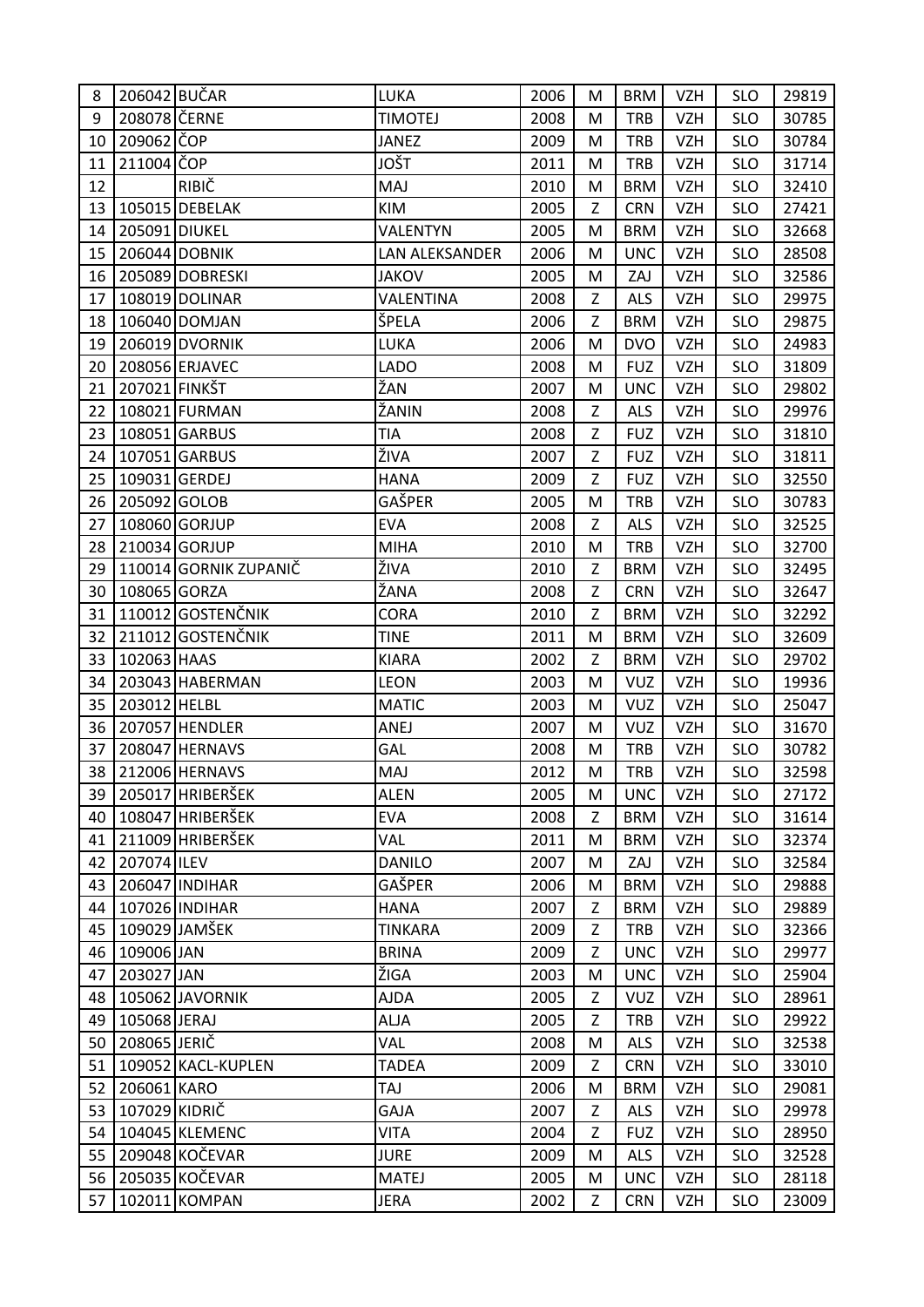| | | | | | | | | | |
|---|---|---|---|---|---|---|---|---|---|
| 8 | 206042 | BUČAR | LUKA | 2006 | M | BRM | VZH | SLO | 29819 |
| 9 | 208078 | ČERNE | TIMOTEJ | 2008 | M | TRB | VZH | SLO | 30785 |
| 10 | 209062 | ČOP | JANEZ | 2009 | M | TRB | VZH | SLO | 30784 |
| 11 | 211004 | ČOP | JOŠT | 2011 | M | TRB | VZH | SLO | 31714 |
| 12 | | RIBIČ | MAJ | 2010 | M | BRM | VZH | SLO | 32410 |
| 13 | 105015 | DEBELAK | KIM | 2005 | Z | CRN | VZH | SLO | 27421 |
| 14 | 205091 | DIUKEL | VALENTYN | 2005 | M | BRM | VZH | SLO | 32668 |
| 15 | 206044 | DOBNIK | LAN ALEKSANDER | 2006 | M | UNC | VZH | SLO | 28508 |
| 16 | 205089 | DOBRESKI | JAKOV | 2005 | M | ZAJ | VZH | SLO | 32586 |
| 17 | 108019 | DOLINAR | VALENTINA | 2008 | Z | ALS | VZH | SLO | 29975 |
| 18 | 106040 | DOMJAN | ŠPELA | 2006 | Z | BRM | VZH | SLO | 29875 |
| 19 | 206019 | DVORNIK | LUKA | 2006 | M | DVO | VZH | SLO | 24983 |
| 20 | 208056 | ERJAVEC | LADO | 2008 | M | FUZ | VZH | SLO | 31809 |
| 21 | 207021 | FINKŠT | ŽAN | 2007 | M | UNC | VZH | SLO | 29802 |
| 22 | 108021 | FURMAN | ŽANIN | 2008 | Z | ALS | VZH | SLO | 29976 |
| 23 | 108051 | GARBUS | TIA | 2008 | Z | FUZ | VZH | SLO | 31810 |
| 24 | 107051 | GARBUS | ŽIVA | 2007 | Z | FUZ | VZH | SLO | 31811 |
| 25 | 109031 | GERDEJ | HANA | 2009 | Z | FUZ | VZH | SLO | 32550 |
| 26 | 205092 | GOLOB | GAŠPER | 2005 | M | TRB | VZH | SLO | 30783 |
| 27 | 108060 | GORJUP | EVA | 2008 | Z | ALS | VZH | SLO | 32525 |
| 28 | 210034 | GORJUP | MIHA | 2010 | M | TRB | VZH | SLO | 32700 |
| 29 | 110014 | GORNIK ZUPANIČ | ŽIVA | 2010 | Z | BRM | VZH | SLO | 32495 |
| 30 | 108065 | GORZA | ŽANA | 2008 | Z | CRN | VZH | SLO | 32647 |
| 31 | 110012 | GOSTENČNIK | CORA | 2010 | Z | BRM | VZH | SLO | 32292 |
| 32 | 211012 | GOSTENČNIK | TINE | 2011 | M | BRM | VZH | SLO | 32609 |
| 33 | 102063 | HAAS | KIARA | 2002 | Z | BRM | VZH | SLO | 29702 |
| 34 | 203043 | HABERMAN | LEON | 2003 | M | VUZ | VZH | SLO | 19936 |
| 35 | 203012 | HELBL | MATIC | 2003 | M | VUZ | VZH | SLO | 25047 |
| 36 | 207057 | HENDLER | ANEJ | 2007 | M | VUZ | VZH | SLO | 31670 |
| 37 | 208047 | HERNAVS | GAL | 2008 | M | TRB | VZH | SLO | 30782 |
| 38 | 212006 | HERNAVS | MAJ | 2012 | M | TRB | VZH | SLO | 32598 |
| 39 | 205017 | HRIBERŠEK | ALEN | 2005 | M | UNC | VZH | SLO | 27172 |
| 40 | 108047 | HRIBERŠEK | EVA | 2008 | Z | BRM | VZH | SLO | 31614 |
| 41 | 211009 | HRIBERŠEK | VAL | 2011 | M | BRM | VZH | SLO | 32374 |
| 42 | 207074 | ILEV | DANILO | 2007 | M | ZAJ | VZH | SLO | 32584 |
| 43 | 206047 | INDIHAR | GAŠPER | 2006 | M | BRM | VZH | SLO | 29888 |
| 44 | 107026 | INDIHAR | HANA | 2007 | Z | BRM | VZH | SLO | 29889 |
| 45 | 109029 | JAMŠEK | TINKARA | 2009 | Z | TRB | VZH | SLO | 32366 |
| 46 | 109006 | JAN | BRINA | 2009 | Z | UNC | VZH | SLO | 29977 |
| 47 | 203027 | JAN | ŽIGA | 2003 | M | UNC | VZH | SLO | 25904 |
| 48 | 105062 | JAVORNIK | AJDA | 2005 | Z | VUZ | VZH | SLO | 28961 |
| 49 | 105068 | JERAJ | ALJA | 2005 | Z | TRB | VZH | SLO | 29922 |
| 50 | 208065 | JERIČ | VAL | 2008 | M | ALS | VZH | SLO | 32538 |
| 51 | 109052 | KACL-KUPLEN | TADEA | 2009 | Z | CRN | VZH | SLO | 33010 |
| 52 | 206061 | KARO | TAJ | 2006 | M | BRM | VZH | SLO | 29081 |
| 53 | 107029 | KIDRIČ | GAJA | 2007 | Z | ALS | VZH | SLO | 29978 |
| 54 | 104045 | KLEMENC | VITA | 2004 | Z | FUZ | VZH | SLO | 28950 |
| 55 | 209048 | KOČEVAR | JURE | 2009 | M | ALS | VZH | SLO | 32528 |
| 56 | 205035 | KOČEVAR | MATEJ | 2005 | M | UNC | VZH | SLO | 28118 |
| 57 | 102011 | KOMPAN | JERA | 2002 | Z | CRN | VZH | SLO | 23009 |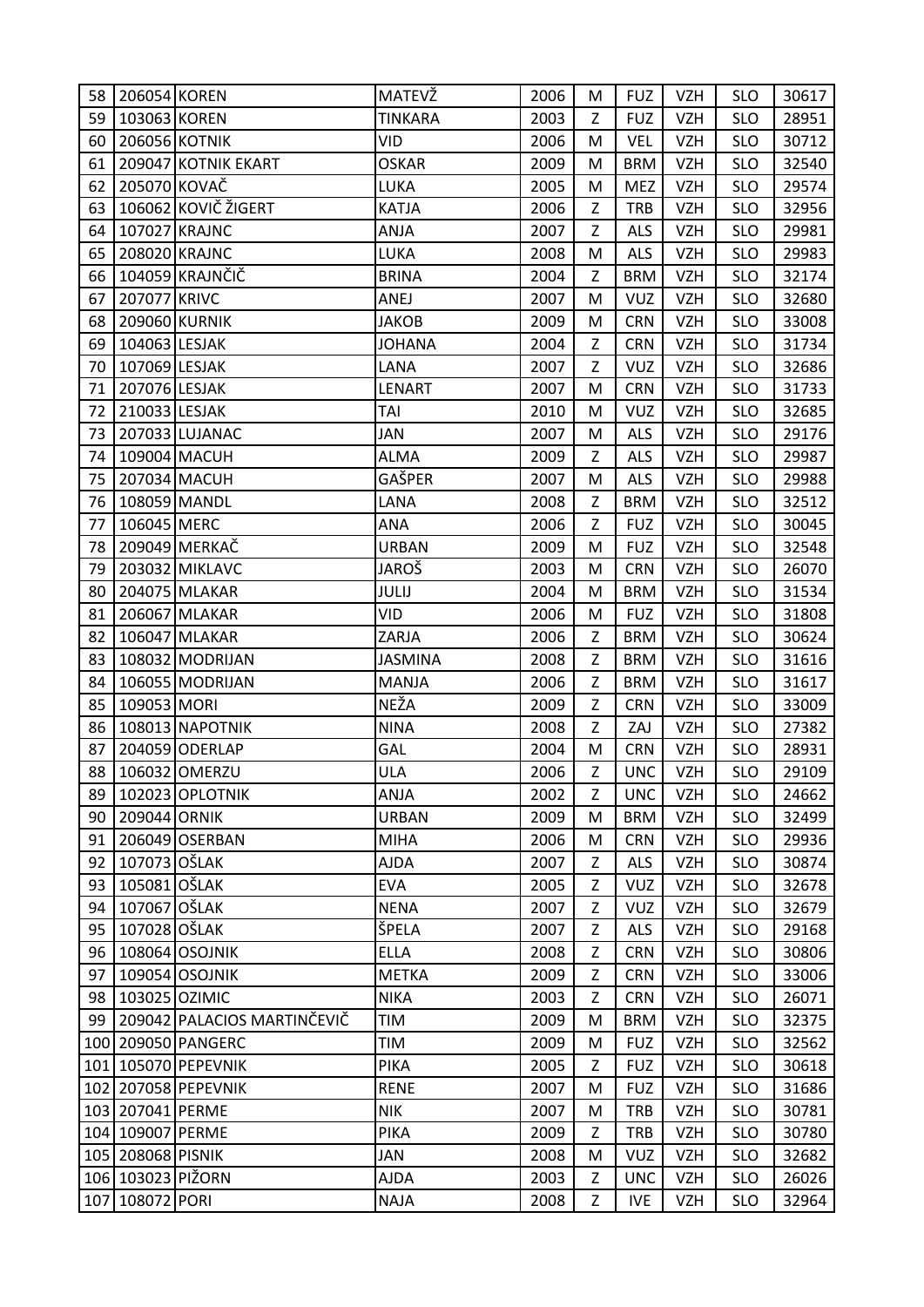| 58 | 206054 | KOREN | MATEVŽ | 2006 | M | FUZ | VZH | SLO | 30617 |
|---|---|---|---|---|---|---|---|---|---|
| 59 | 103063 | KOREN | TINKARA | 2003 | Z | FUZ | VZH | SLO | 28951 |
| 60 | 206056 | KOTNIK | VID | 2006 | M | VEL | VZH | SLO | 30712 |
| 61 | 209047 | KOTNIK EKART | OSKAR | 2009 | M | BRM | VZH | SLO | 32540 |
| 62 | 205070 | KOVAČ | LUKA | 2005 | M | MEZ | VZH | SLO | 29574 |
| 63 | 106062 | KOVIČ ŽIGERT | KATJA | 2006 | Z | TRB | VZH | SLO | 32956 |
| 64 | 107027 | KRAJNC | ANJA | 2007 | Z | ALS | VZH | SLO | 29981 |
| 65 | 208020 | KRAJNC | LUKA | 2008 | M | ALS | VZH | SLO | 29983 |
| 66 | 104059 | KRAJNČIČ | BRINA | 2004 | Z | BRM | VZH | SLO | 32174 |
| 67 | 207077 | KRIVC | ANEJ | 2007 | M | VUZ | VZH | SLO | 32680 |
| 68 | 209060 | KURNIK | JAKOB | 2009 | M | CRN | VZH | SLO | 33008 |
| 69 | 104063 | LESJAK | JOHANA | 2004 | Z | CRN | VZH | SLO | 31734 |
| 70 | 107069 | LESJAK | LANA | 2007 | Z | VUZ | VZH | SLO | 32686 |
| 71 | 207076 | LESJAK | LENART | 2007 | M | CRN | VZH | SLO | 31733 |
| 72 | 210033 | LESJAK | TAI | 2010 | M | VUZ | VZH | SLO | 32685 |
| 73 | 207033 | LUJANAC | JAN | 2007 | M | ALS | VZH | SLO | 29176 |
| 74 | 109004 | MACUH | ALMA | 2009 | Z | ALS | VZH | SLO | 29987 |
| 75 | 207034 | MACUH | GAŠPER | 2007 | M | ALS | VZH | SLO | 29988 |
| 76 | 108059 | MANDL | LANA | 2008 | Z | BRM | VZH | SLO | 32512 |
| 77 | 106045 | MERC | ANA | 2006 | Z | FUZ | VZH | SLO | 30045 |
| 78 | 209049 | MERKAČ | URBAN | 2009 | M | FUZ | VZH | SLO | 32548 |
| 79 | 203032 | MIKLAVC | JAROŠ | 2003 | M | CRN | VZH | SLO | 26070 |
| 80 | 204075 | MLAKAR | JULIJ | 2004 | M | BRM | VZH | SLO | 31534 |
| 81 | 206067 | MLAKAR | VID | 2006 | M | FUZ | VZH | SLO | 31808 |
| 82 | 106047 | MLAKAR | ZARJA | 2006 | Z | BRM | VZH | SLO | 30624 |
| 83 | 108032 | MODRIJAN | JASMINA | 2008 | Z | BRM | VZH | SLO | 31616 |
| 84 | 106055 | MODRIJAN | MANJA | 2006 | Z | BRM | VZH | SLO | 31617 |
| 85 | 109053 | MORI | NEŽA | 2009 | Z | CRN | VZH | SLO | 33009 |
| 86 | 108013 | NAPOTNIK | NINA | 2008 | Z | ZAJ | VZH | SLO | 27382 |
| 87 | 204059 | ODERLAP | GAL | 2004 | M | CRN | VZH | SLO | 28931 |
| 88 | 106032 | OMERZU | ULA | 2006 | Z | UNC | VZH | SLO | 29109 |
| 89 | 102023 | OPLOTNIK | ANJA | 2002 | Z | UNC | VZH | SLO | 24662 |
| 90 | 209044 | ORNIK | URBAN | 2009 | M | BRM | VZH | SLO | 32499 |
| 91 | 206049 | OSERBAN | MIHA | 2006 | M | CRN | VZH | SLO | 29936 |
| 92 | 107073 | OŠLAK | AJDA | 2007 | Z | ALS | VZH | SLO | 30874 |
| 93 | 105081 | OŠLAK | EVA | 2005 | Z | VUZ | VZH | SLO | 32678 |
| 94 | 107067 | OŠLAK | NENA | 2007 | Z | VUZ | VZH | SLO | 32679 |
| 95 | 107028 | OŠLAK | ŠPELA | 2007 | Z | ALS | VZH | SLO | 29168 |
| 96 | 108064 | OSOJNIK | ELLA | 2008 | Z | CRN | VZH | SLO | 30806 |
| 97 | 109054 | OSOJNIK | METKA | 2009 | Z | CRN | VZH | SLO | 33006 |
| 98 | 103025 | OZIMIC | NIKA | 2003 | Z | CRN | VZH | SLO | 26071 |
| 99 | 209042 | PALACIOS MARTINČEVIČ | TIM | 2009 | M | BRM | VZH | SLO | 32375 |
| 100 | 209050 | PANGERC | TIM | 2009 | M | FUZ | VZH | SLO | 32562 |
| 101 | 105070 | PEPEVNIK | PIKA | 2005 | Z | FUZ | VZH | SLO | 30618 |
| 102 | 207058 | PEPEVNIK | RENE | 2007 | M | FUZ | VZH | SLO | 31686 |
| 103 | 207041 | PERME | NIK | 2007 | M | TRB | VZH | SLO | 30781 |
| 104 | 109007 | PERME | PIKA | 2009 | Z | TRB | VZH | SLO | 30780 |
| 105 | 208068 | PISNIK | JAN | 2008 | M | VUZ | VZH | SLO | 32682 |
| 106 | 103023 | PIŽORN | AJDA | 2003 | Z | UNC | VZH | SLO | 26026 |
| 107 | 108072 | PORI | NAJA | 2008 | Z | IVE | VZH | SLO | 32964 |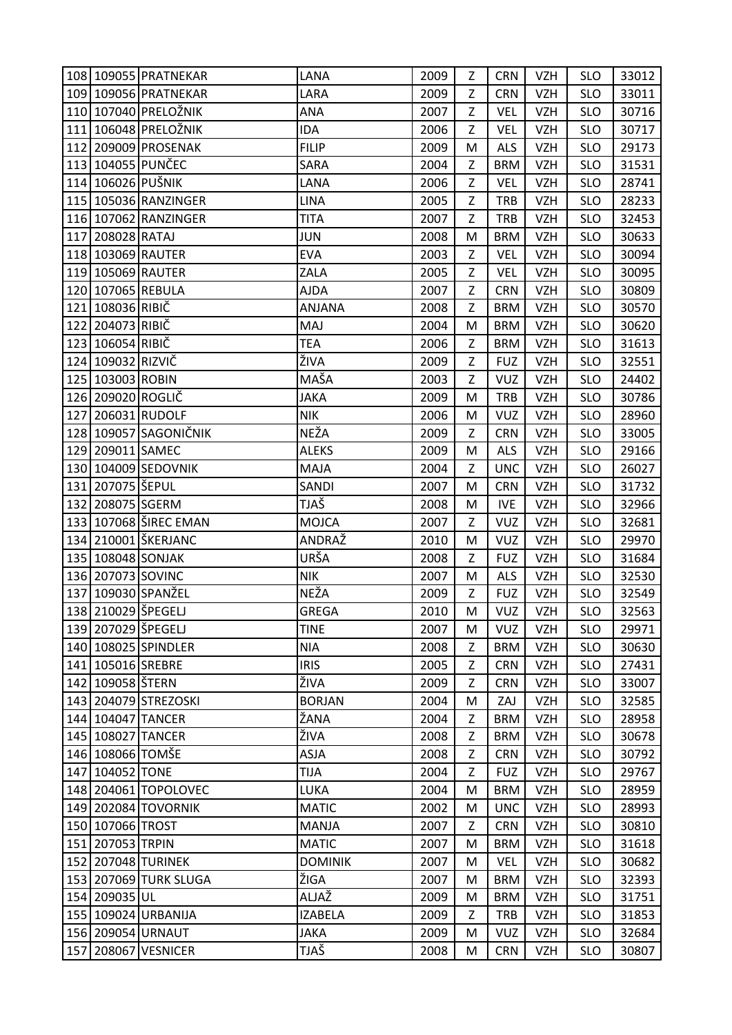| | | | | | | | | | |
|---|---|---|---|---|---|---|---|---|---|
| 108 | 109055 | PRATNEKAR | LANA | 2009 | Z | CRN | VZH | SLO | 33012 |
| 109 | 109056 | PRATNEKAR | LARA | 2009 | Z | CRN | VZH | SLO | 33011 |
| 110 | 107040 | PRELOŽNIK | ANA | 2007 | Z | VEL | VZH | SLO | 30716 |
| 111 | 106048 | PRELOŽNIK | IDA | 2006 | Z | VEL | VZH | SLO | 30717 |
| 112 | 209009 | PROSENAK | FILIP | 2009 | M | ALS | VZH | SLO | 29173 |
| 113 | 104055 | PUNČEC | SARA | 2004 | Z | BRM | VZH | SLO | 31531 |
| 114 | 106026 | PUŠNIK | LANA | 2006 | Z | VEL | VZH | SLO | 28741 |
| 115 | 105036 | RANZINGER | LINA | 2005 | Z | TRB | VZH | SLO | 28233 |
| 116 | 107062 | RANZINGER | TITA | 2007 | Z | TRB | VZH | SLO | 32453 |
| 117 | 208028 | RATAJ | JUN | 2008 | M | BRM | VZH | SLO | 30633 |
| 118 | 103069 | RAUTER | EVA | 2003 | Z | VEL | VZH | SLO | 30094 |
| 119 | 105069 | RAUTER | ZALA | 2005 | Z | VEL | VZH | SLO | 30095 |
| 120 | 107065 | REBULA | AJDA | 2007 | Z | CRN | VZH | SLO | 30809 |
| 121 | 108036 | RIBIČ | ANJANA | 2008 | Z | BRM | VZH | SLO | 30570 |
| 122 | 204073 | RIBIČ | MAJ | 2004 | M | BRM | VZH | SLO | 30620 |
| 123 | 106054 | RIBIČ | TEA | 2006 | Z | BRM | VZH | SLO | 31613 |
| 124 | 109032 | RIZVIČ | ŽIVA | 2009 | Z | FUZ | VZH | SLO | 32551 |
| 125 | 103003 | ROBIN | MAŠA | 2003 | Z | VUZ | VZH | SLO | 24402 |
| 126 | 209020 | ROGLIČ | JAKA | 2009 | M | TRB | VZH | SLO | 30786 |
| 127 | 206031 | RUDOLF | NIK | 2006 | M | VUZ | VZH | SLO | 28960 |
| 128 | 109057 | SAGONIČNIK | NEŽA | 2009 | Z | CRN | VZH | SLO | 33005 |
| 129 | 209011 | SAMEC | ALEKS | 2009 | M | ALS | VZH | SLO | 29166 |
| 130 | 104009 | SEDOVNIK | MAJA | 2004 | Z | UNC | VZH | SLO | 26027 |
| 131 | 207075 | ŠEPUL | SANDI | 2007 | M | CRN | VZH | SLO | 31732 |
| 132 | 208075 | SGERM | TJAŠ | 2008 | M | IVE | VZH | SLO | 32966 |
| 133 | 107068 | ŠIREC EMAN | MOJCA | 2007 | Z | VUZ | VZH | SLO | 32681 |
| 134 | 210001 | ŠKERJANC | ANDRAŽ | 2010 | M | VUZ | VZH | SLO | 29970 |
| 135 | 108048 | SONJAK | URŠA | 2008 | Z | FUZ | VZH | SLO | 31684 |
| 136 | 207073 | SOVINC | NIK | 2007 | M | ALS | VZH | SLO | 32530 |
| 137 | 109030 | SPANŽEL | NEŽA | 2009 | Z | FUZ | VZH | SLO | 32549 |
| 138 | 210029 | ŠPEGELJ | GREGA | 2010 | M | VUZ | VZH | SLO | 32563 |
| 139 | 207029 | ŠPEGELJ | TINE | 2007 | M | VUZ | VZH | SLO | 29971 |
| 140 | 108025 | SPINDLER | NIA | 2008 | Z | BRM | VZH | SLO | 30630 |
| 141 | 105016 | SREBRE | IRIS | 2005 | Z | CRN | VZH | SLO | 27431 |
| 142 | 109058 | ŠTERN | ŽIVA | 2009 | Z | CRN | VZH | SLO | 33007 |
| 143 | 204079 | STREZOSKI | BORJAN | 2004 | M | ZAJ | VZH | SLO | 32585 |
| 144 | 104047 | TANCER | ŽANA | 2004 | Z | BRM | VZH | SLO | 28958 |
| 145 | 108027 | TANCER | ŽIVA | 2008 | Z | BRM | VZH | SLO | 30678 |
| 146 | 108066 | TOMŠE | ASJA | 2008 | Z | CRN | VZH | SLO | 30792 |
| 147 | 104052 | TONE | TIJA | 2004 | Z | FUZ | VZH | SLO | 29767 |
| 148 | 204061 | TOPOLOVEC | LUKA | 2004 | M | BRM | VZH | SLO | 28959 |
| 149 | 202084 | TOVORNIK | MATIC | 2002 | M | UNC | VZH | SLO | 28993 |
| 150 | 107066 | TROST | MANJA | 2007 | Z | CRN | VZH | SLO | 30810 |
| 151 | 207053 | TRPIN | MATIC | 2007 | M | BRM | VZH | SLO | 31618 |
| 152 | 207048 | TURINEK | DOMINIK | 2007 | M | VEL | VZH | SLO | 30682 |
| 153 | 207069 | TURK SLUGA | ŽIGA | 2007 | M | BRM | VZH | SLO | 32393 |
| 154 | 209035 | UL | ALJAŽ | 2009 | M | BRM | VZH | SLO | 31751 |
| 155 | 109024 | URBANIJA | IZABELA | 2009 | Z | TRB | VZH | SLO | 31853 |
| 156 | 209054 | URNAUT | JAKA | 2009 | M | VUZ | VZH | SLO | 32684 |
| 157 | 208067 | VESNICER | TJAŠ | 2008 | M | CRN | VZH | SLO | 30807 |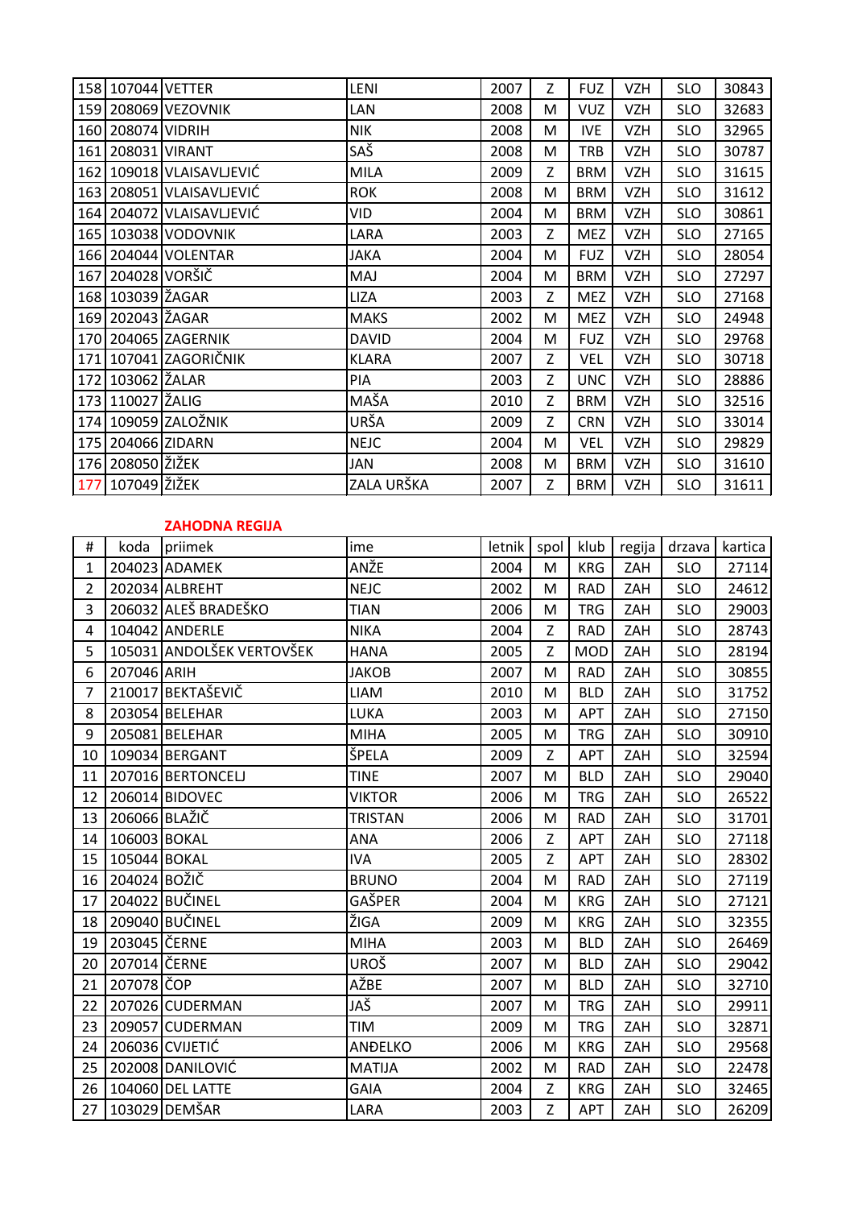| 158 | 107044 | VETTER | LENI | 2007 | Z | FUZ | VZH | SLO | 30843 |
|---|---|---|---|---|---|---|---|---|---|
| 159 | 208069 | VEZOVNIK | LAN | 2008 | M | VUZ | VZH | SLO | 32683 |
| 160 | 208074 | VIDRIH | NIK | 2008 | M | IVE | VZH | SLO | 32965 |
| 161 | 208031 | VIRANT | SAŠ | 2008 | M | TRB | VZH | SLO | 30787 |
| 162 | 109018 | VLAISAVLJEVIĆ | MILA | 2009 | Z | BRM | VZH | SLO | 31615 |
| 163 | 208051 | VLAISAVLJEVIĆ | ROK | 2008 | M | BRM | VZH | SLO | 31612 |
| 164 | 204072 | VLAISAVLJEVIĆ | VID | 2004 | M | BRM | VZH | SLO | 30861 |
| 165 | 103038 | VODOVNIK | LARA | 2003 | Z | MEZ | VZH | SLO | 27165 |
| 166 | 204044 | VOLENTAR | JAKA | 2004 | M | FUZ | VZH | SLO | 28054 |
| 167 | 204028 | VORŠIČ | MAJ | 2004 | M | BRM | VZH | SLO | 27297 |
| 168 | 103039 | ŽAGAR | LIZA | 2003 | Z | MEZ | VZH | SLO | 27168 |
| 169 | 202043 | ŽAGAR | MAKS | 2002 | M | MEZ | VZH | SLO | 24948 |
| 170 | 204065 | ZAGERNIK | DAVID | 2004 | M | FUZ | VZH | SLO | 29768 |
| 171 | 107041 | ZAGORIČNIK | KLARA | 2007 | Z | VEL | VZH | SLO | 30718 |
| 172 | 103062 | ŽALAR | PIA | 2003 | Z | UNC | VZH | SLO | 28886 |
| 173 | 110027 | ŽALIG | MAŠA | 2010 | Z | BRM | VZH | SLO | 32516 |
| 174 | 109059 | ZALOŽNIK | URŠA | 2009 | Z | CRN | VZH | SLO | 33014 |
| 175 | 204066 | ZIDARN | NEJC | 2004 | M | VEL | VZH | SLO | 29829 |
| 176 | 208050 | ŽIŽEK | JAN | 2008 | M | BRM | VZH | SLO | 31610 |
| 177 | 107049 | ŽIŽEK | ZALA URŠKA | 2007 | Z | BRM | VZH | SLO | 31611 |

**ZAHODNA REGIJA**

| # | koda | priimek | ime | letnik | spol | klub | regija | drzava | kartica |
|---|---|---|---|---|---|---|---|---|---|
| 1 | 204023 | ADAMEK | ANŽE | 2004 | M | KRG | ZAH | SLO | 27114 |
| 2 | 202034 | ALBREHT | NEJC | 2002 | M | RAD | ZAH | SLO | 24612 |
| 3 | 206032 | ALEŠ BRADEŠKO | TIAN | 2006 | M | TRG | ZAH | SLO | 29003 |
| 4 | 104042 | ANDERLE | NIKA | 2004 | Z | RAD | ZAH | SLO | 28743 |
| 5 | 105031 | ANDOLŠEK VERTOVŠEK | HANA | 2005 | Z | MOD | ZAH | SLO | 28194 |
| 6 | 207046 | ARIH | JAKOB | 2007 | M | RAD | ZAH | SLO | 30855 |
| 7 | 210017 | BEKTAŠEVIČ | LIAM | 2010 | M | BLD | ZAH | SLO | 31752 |
| 8 | 203054 | BELEHAR | LUKA | 2003 | M | APT | ZAH | SLO | 27150 |
| 9 | 205081 | BELEHAR | MIHA | 2005 | M | TRG | ZAH | SLO | 30910 |
| 10 | 109034 | BERGANT | ŠPELA | 2009 | Z | APT | ZAH | SLO | 32594 |
| 11 | 207016 | BERTONCELJ | TINE | 2007 | M | BLD | ZAH | SLO | 29040 |
| 12 | 206014 | BIDOVEC | VIKTOR | 2006 | M | TRG | ZAH | SLO | 26522 |
| 13 | 206066 | BLAŽIČ | TRISTAN | 2006 | M | RAD | ZAH | SLO | 31701 |
| 14 | 106003 | BOKAL | ANA | 2006 | Z | APT | ZAH | SLO | 27118 |
| 15 | 105044 | BOKAL | IVA | 2005 | Z | APT | ZAH | SLO | 28302 |
| 16 | 204024 | BOŽIČ | BRUNO | 2004 | M | RAD | ZAH | SLO | 27119 |
| 17 | 204022 | BUČINEL | GAŠPER | 2004 | M | KRG | ZAH | SLO | 27121 |
| 18 | 209040 | BUČINEL | ŽIGA | 2009 | M | KRG | ZAH | SLO | 32355 |
| 19 | 203045 | ČERNE | MIHA | 2003 | M | BLD | ZAH | SLO | 26469 |
| 20 | 207014 | ČERNE | UROŠ | 2007 | M | BLD | ZAH | SLO | 29042 |
| 21 | 207078 | ČOP | AŽBE | 2007 | M | BLD | ZAH | SLO | 32710 |
| 22 | 207026 | CUDERMAN | JAŠ | 2007 | M | TRG | ZAH | SLO | 29911 |
| 23 | 209057 | CUDERMAN | TIM | 2009 | M | TRG | ZAH | SLO | 32871 |
| 24 | 206036 | CVIJETIĆ | ANĐELKO | 2006 | M | KRG | ZAH | SLO | 29568 |
| 25 | 202008 | DANILOVIĆ | MATIJA | 2002 | M | RAD | ZAH | SLO | 22478 |
| 26 | 104060 | DEL LATTE | GAIA | 2004 | Z | KRG | ZAH | SLO | 32465 |
| 27 | 103029 | DEMŠAR | LARA | 2003 | Z | APT | ZAH | SLO | 26209 |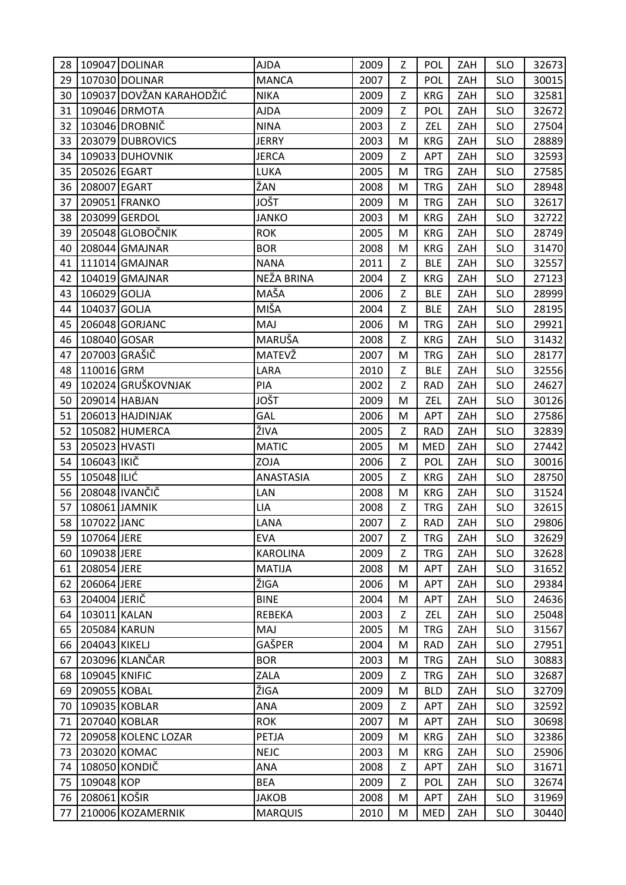| 28 | 109047 | DOLINAR | AJDA | 2009 | Z | POL | ZAH | SLO | 32673 |
|---|---|---|---|---|---|---|---|---|---|
| 29 | 107030 | DOLINAR | MANCA | 2007 | Z | POL | ZAH | SLO | 30015 |
| 30 | 109037 | DOVŽAN KARAHODŽIĆ | NIKA | 2009 | Z | KRG | ZAH | SLO | 32581 |
| 31 | 109046 | DRMOTA | AJDA | 2009 | Z | POL | ZAH | SLO | 32672 |
| 32 | 103046 | DROBNIČ | NINA | 2003 | Z | ZEL | ZAH | SLO | 27504 |
| 33 | 203079 | DUBROVICS | JERRY | 2003 | M | KRG | ZAH | SLO | 28889 |
| 34 | 109033 | DUHOVNIK | JERCA | 2009 | Z | APT | ZAH | SLO | 32593 |
| 35 | 205026 | EGART | LUKA | 2005 | M | TRG | ZAH | SLO | 27585 |
| 36 | 208007 | EGART | ŽAN | 2008 | M | TRG | ZAH | SLO | 28948 |
| 37 | 209051 | FRANKO | JOŠT | 2009 | M | TRG | ZAH | SLO | 32617 |
| 38 | 203099 | GERDOL | JANKO | 2003 | M | KRG | ZAH | SLO | 32722 |
| 39 | 205048 | GLOBOČNIK | ROK | 2005 | M | KRG | ZAH | SLO | 28749 |
| 40 | 208044 | GMAJNAR | BOR | 2008 | M | KRG | ZAH | SLO | 31470 |
| 41 | 111014 | GMAJNAR | NANA | 2011 | Z | BLE | ZAH | SLO | 32557 |
| 42 | 104019 | GMAJNAR | NEŽA BRINA | 2004 | Z | KRG | ZAH | SLO | 27123 |
| 43 | 106029 | GOLJA | MAŠA | 2006 | Z | BLE | ZAH | SLO | 28999 |
| 44 | 104037 | GOLJA | MIŠA | 2004 | Z | BLE | ZAH | SLO | 28195 |
| 45 | 206048 | GORJANC | MAJ | 2006 | M | TRG | ZAH | SLO | 29921 |
| 46 | 108040 | GOSAR | MARUŠA | 2008 | Z | KRG | ZAH | SLO | 31432 |
| 47 | 207003 | GRAŠIČ | MATEVŽ | 2007 | M | TRG | ZAH | SLO | 28177 |
| 48 | 110016 | GRM | LARA | 2010 | Z | BLE | ZAH | SLO | 32556 |
| 49 | 102024 | GRUŠKOVNJAK | PIA | 2002 | Z | RAD | ZAH | SLO | 24627 |
| 50 | 209014 | HABJAN | JOŠT | 2009 | M | ZEL | ZAH | SLO | 30126 |
| 51 | 206013 | HAJDINJAK | GAL | 2006 | M | APT | ZAH | SLO | 27586 |
| 52 | 105082 | HUMERCA | ŽIVA | 2005 | Z | RAD | ZAH | SLO | 32839 |
| 53 | 205023 | HVASTI | MATIC | 2005 | M | MED | ZAH | SLO | 27442 |
| 54 | 106043 | IKIČ | ZOJA | 2006 | Z | POL | ZAH | SLO | 30016 |
| 55 | 105048 | ILIĆ | ANASTASIA | 2005 | Z | KRG | ZAH | SLO | 28750 |
| 56 | 208048 | IVANČIČ | LAN | 2008 | M | KRG | ZAH | SLO | 31524 |
| 57 | 108061 | JAMNIK | LIA | 2008 | Z | TRG | ZAH | SLO | 32615 |
| 58 | 107022 | JANC | LANA | 2007 | Z | RAD | ZAH | SLO | 29806 |
| 59 | 107064 | JERE | EVA | 2007 | Z | TRG | ZAH | SLO | 32629 |
| 60 | 109038 | JERE | KAROLINA | 2009 | Z | TRG | ZAH | SLO | 32628 |
| 61 | 208054 | JERE | MATIJA | 2008 | M | APT | ZAH | SLO | 31652 |
| 62 | 206064 | JERE | ŽIGA | 2006 | M | APT | ZAH | SLO | 29384 |
| 63 | 204004 | JERIČ | BINE | 2004 | M | APT | ZAH | SLO | 24636 |
| 64 | 103011 | KALAN | REBEKA | 2003 | Z | ZEL | ZAH | SLO | 25048 |
| 65 | 205084 | KARUN | MAJ | 2005 | M | TRG | ZAH | SLO | 31567 |
| 66 | 204043 | KIKELJ | GAŠPER | 2004 | M | RAD | ZAH | SLO | 27951 |
| 67 | 203096 | KLANČAR | BOR | 2003 | M | TRG | ZAH | SLO | 30883 |
| 68 | 109045 | KNIFIC | ZALA | 2009 | Z | TRG | ZAH | SLO | 32687 |
| 69 | 209055 | KOBAL | ŽIGA | 2009 | M | BLD | ZAH | SLO | 32709 |
| 70 | 109035 | KOBLAR | ANA | 2009 | Z | APT | ZAH | SLO | 32592 |
| 71 | 207040 | KOBLAR | ROK | 2007 | M | APT | ZAH | SLO | 30698 |
| 72 | 209058 | KOLENC LOZAR | PETJA | 2009 | M | KRG | ZAH | SLO | 32386 |
| 73 | 203020 | KOMAC | NEJC | 2003 | M | KRG | ZAH | SLO | 25906 |
| 74 | 108050 | KONDIČ | ANA | 2008 | Z | APT | ZAH | SLO | 31671 |
| 75 | 109048 | KOP | BEA | 2009 | Z | POL | ZAH | SLO | 32674 |
| 76 | 208061 | KOŠIR | JAKOB | 2008 | M | APT | ZAH | SLO | 31969 |
| 77 | 210006 | KOZAMERNIK | MARQUIS | 2010 | M | MED | ZAH | SLO | 30440 |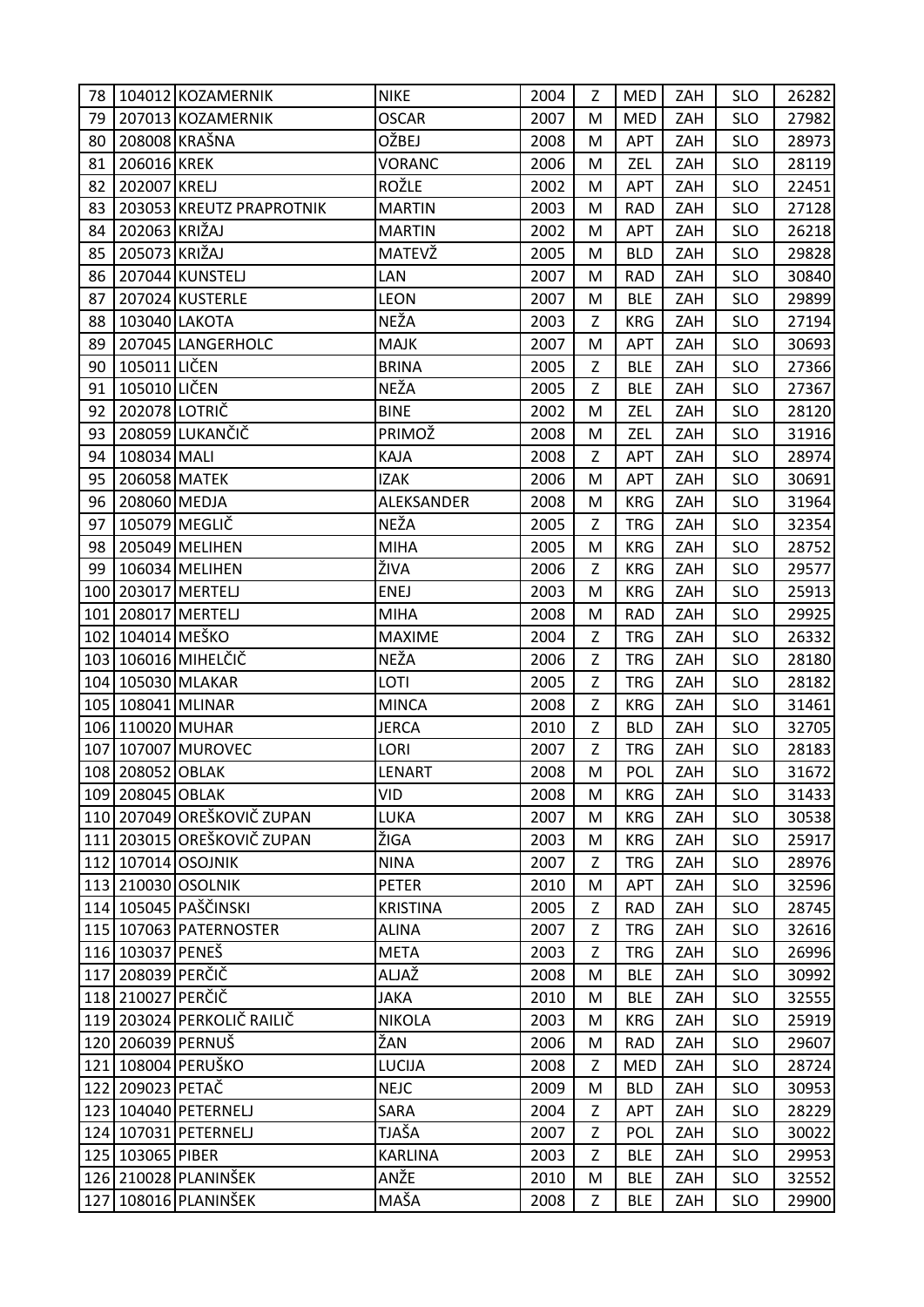| 78 | 104012 | KOZAMERNIK | NIKE | 2004 | Z | MED | ZAH | SLO | 26282 |
|---|---|---|---|---|---|---|---|---|---|
| 79 | 207013 | KOZAMERNIK | OSCAR | 2007 | M | MED | ZAH | SLO | 27982 |
| 80 | 208008 | KRAŠNA | OŽBEJ | 2008 | M | APT | ZAH | SLO | 28973 |
| 81 | 206016 | KREK | VORANC | 2006 | M | ZEL | ZAH | SLO | 28119 |
| 82 | 202007 | KRELJ | ROŽLE | 2002 | M | APT | ZAH | SLO | 22451 |
| 83 | 203053 | KREUTZ PRAPROTNIK | MARTIN | 2003 | M | RAD | ZAH | SLO | 27128 |
| 84 | 202063 | KRIŽAJ | MARTIN | 2002 | M | APT | ZAH | SLO | 26218 |
| 85 | 205073 | KRIŽAJ | MATEVŽ | 2005 | M | BLD | ZAH | SLO | 29828 |
| 86 | 207044 | KUNSTELJ | LAN | 2007 | M | RAD | ZAH | SLO | 30840 |
| 87 | 207024 | KUSTERLE | LEON | 2007 | M | BLE | ZAH | SLO | 29899 |
| 88 | 103040 | LAKOTA | NEŽA | 2003 | Z | KRG | ZAH | SLO | 27194 |
| 89 | 207045 | LANGERHOLC | MAJK | 2007 | M | APT | ZAH | SLO | 30693 |
| 90 | 105011 | LIČEN | BRINA | 2005 | Z | BLE | ZAH | SLO | 27366 |
| 91 | 105010 | LIČEN | NEŽA | 2005 | Z | BLE | ZAH | SLO | 27367 |
| 92 | 202078 | LOTRIČ | BINE | 2002 | M | ZEL | ZAH | SLO | 28120 |
| 93 | 208059 | LUKANČIČ | PRIMOŽ | 2008 | M | ZEL | ZAH | SLO | 31916 |
| 94 | 108034 | MALI | KAJA | 2008 | Z | APT | ZAH | SLO | 28974 |
| 95 | 206058 | MATEK | IZAK | 2006 | M | APT | ZAH | SLO | 30691 |
| 96 | 208060 | MEDJA | ALEKSANDER | 2008 | M | KRG | ZAH | SLO | 31964 |
| 97 | 105079 | MEGLIČ | NEŽA | 2005 | Z | TRG | ZAH | SLO | 32354 |
| 98 | 205049 | MELIHEN | MIHA | 2005 | M | KRG | ZAH | SLO | 28752 |
| 99 | 106034 | MELIHEN | ŽIVA | 2006 | Z | KRG | ZAH | SLO | 29577 |
| 100 | 203017 | MERTELJ | ENEJ | 2003 | M | KRG | ZAH | SLO | 25913 |
| 101 | 208017 | MERTELJ | MIHA | 2008 | M | RAD | ZAH | SLO | 29925 |
| 102 | 104014 | MEŠKO | MAXIME | 2004 | Z | TRG | ZAH | SLO | 26332 |
| 103 | 106016 | MIHELČIČ | NEŽA | 2006 | Z | TRG | ZAH | SLO | 28180 |
| 104 | 105030 | MLAKAR | LOTI | 2005 | Z | TRG | ZAH | SLO | 28182 |
| 105 | 108041 | MLINAR | MINCA | 2008 | Z | KRG | ZAH | SLO | 31461 |
| 106 | 110020 | MUHAR | JERCA | 2010 | Z | BLD | ZAH | SLO | 32705 |
| 107 | 107007 | MUROVEC | LORI | 2007 | Z | TRG | ZAH | SLO | 28183 |
| 108 | 208052 | OBLAK | LENART | 2008 | M | POL | ZAH | SLO | 31672 |
| 109 | 208045 | OBLAK | VID | 2008 | M | KRG | ZAH | SLO | 31433 |
| 110 | 207049 | OREŠKOVIČ ZUPAN | LUKA | 2007 | M | KRG | ZAH | SLO | 30538 |
| 111 | 203015 | OREŠKOVIČ ZUPAN | ŽIGA | 2003 | M | KRG | ZAH | SLO | 25917 |
| 112 | 107014 | OSOJNIK | NINA | 2007 | Z | TRG | ZAH | SLO | 28976 |
| 113 | 210030 | OSOLNIK | PETER | 2010 | M | APT | ZAH | SLO | 32596 |
| 114 | 105045 | PAŠČINSKI | KRISTINA | 2005 | Z | RAD | ZAH | SLO | 28745 |
| 115 | 107063 | PATERNOSTER | ALINA | 2007 | Z | TRG | ZAH | SLO | 32616 |
| 116 | 103037 | PENEŠ | META | 2003 | Z | TRG | ZAH | SLO | 26996 |
| 117 | 208039 | PERČIČ | ALJAŽ | 2008 | M | BLE | ZAH | SLO | 30992 |
| 118 | 210027 | PERČIČ | JAKA | 2010 | M | BLE | ZAH | SLO | 32555 |
| 119 | 203024 | PERKOLIČ RAILIČ | NIKOLA | 2003 | M | KRG | ZAH | SLO | 25919 |
| 120 | 206039 | PERNUŠ | ŽAN | 2006 | M | RAD | ZAH | SLO | 29607 |
| 121 | 108004 | PERUŠKO | LUCIJA | 2008 | Z | MED | ZAH | SLO | 28724 |
| 122 | 209023 | PETAČ | NEJC | 2009 | M | BLD | ZAH | SLO | 30953 |
| 123 | 104040 | PETERNELJ | SARA | 2004 | Z | APT | ZAH | SLO | 28229 |
| 124 | 107031 | PETERNELJ | TJAŠA | 2007 | Z | POL | ZAH | SLO | 30022 |
| 125 | 103065 | PIBER | KARLINA | 2003 | Z | BLE | ZAH | SLO | 29953 |
| 126 | 210028 | PLANINŠEK | ANŽE | 2010 | M | BLE | ZAH | SLO | 32552 |
| 127 | 108016 | PLANINŠEK | MAŠA | 2008 | Z | BLE | ZAH | SLO | 29900 |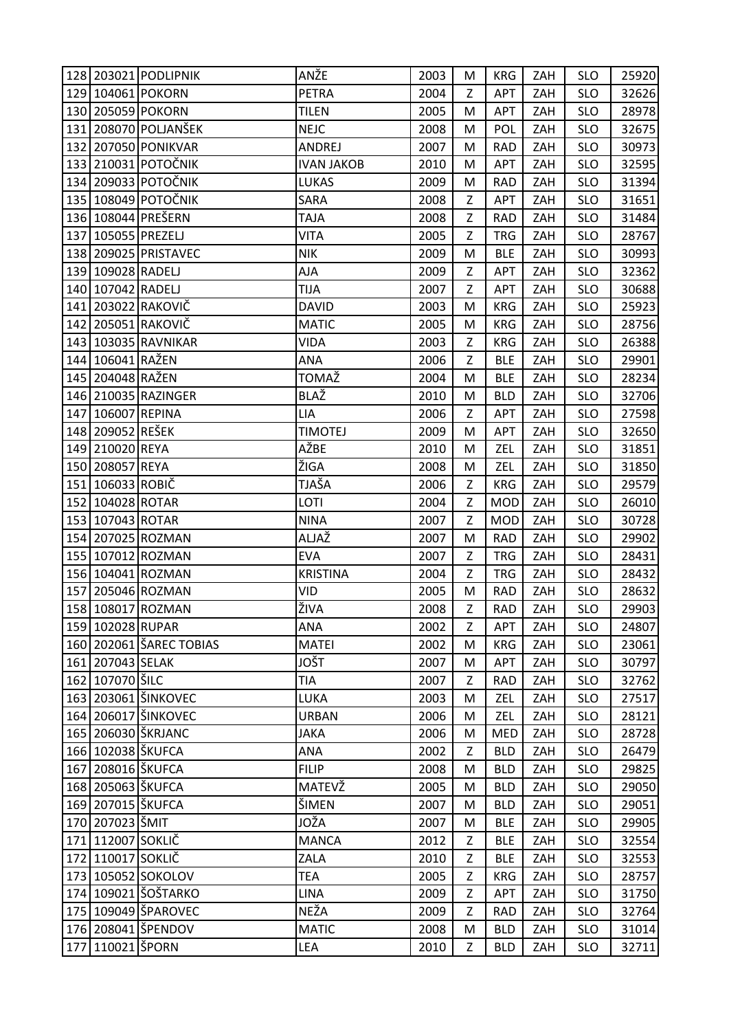| 128 | 203021 | PODLIPNIK | ANŽE | 2003 | M | KRG | ZAH | SLO | 25920 |
|---|---|---|---|---|---|---|---|---|---|
| 129 | 104061 | POKORN | PETRA | 2004 | Z | APT | ZAH | SLO | 32626 |
| 130 | 205059 | POKORN | TILEN | 2005 | M | APT | ZAH | SLO | 28978 |
| 131 | 208070 | POLJANŠEK | NEJC | 2008 | M | POL | ZAH | SLO | 32675 |
| 132 | 207050 | PONIKVAR | ANDREJ | 2007 | M | RAD | ZAH | SLO | 30973 |
| 133 | 210031 | POTOČNIK | IVAN JAKOB | 2010 | M | APT | ZAH | SLO | 32595 |
| 134 | 209033 | POTOČNIK | LUKAS | 2009 | M | RAD | ZAH | SLO | 31394 |
| 135 | 108049 | POTOČNIK | SARA | 2008 | Z | APT | ZAH | SLO | 31651 |
| 136 | 108044 | PREŠERN | TAJA | 2008 | Z | RAD | ZAH | SLO | 31484 |
| 137 | 105055 | PREZELJ | VITA | 2005 | Z | TRG | ZAH | SLO | 28767 |
| 138 | 209025 | PRISTAVEC | NIK | 2009 | M | BLE | ZAH | SLO | 30993 |
| 139 | 109028 | RADELJ | AJA | 2009 | Z | APT | ZAH | SLO | 32362 |
| 140 | 107042 | RADELJ | TIJA | 2007 | Z | APT | ZAH | SLO | 30688 |
| 141 | 203022 | RAKOVIČ | DAVID | 2003 | M | KRG | ZAH | SLO | 25923 |
| 142 | 205051 | RAKOVIČ | MATIC | 2005 | M | KRG | ZAH | SLO | 28756 |
| 143 | 103035 | RAVNIKAR | VIDA | 2003 | Z | KRG | ZAH | SLO | 26388 |
| 144 | 106041 | RAŽEN | ANA | 2006 | Z | BLE | ZAH | SLO | 29901 |
| 145 | 204048 | RAŽEN | TOMAŽ | 2004 | M | BLE | ZAH | SLO | 28234 |
| 146 | 210035 | RAZINGER | BLAŽ | 2010 | M | BLD | ZAH | SLO | 32706 |
| 147 | 106007 | REPINA | LIA | 2006 | Z | APT | ZAH | SLO | 27598 |
| 148 | 209052 | REŠEK | TIMOTEJ | 2009 | M | APT | ZAH | SLO | 32650 |
| 149 | 210020 | REYA | AŽBE | 2010 | M | ZEL | ZAH | SLO | 31851 |
| 150 | 208057 | REYA | ŽIGA | 2008 | M | ZEL | ZAH | SLO | 31850 |
| 151 | 106033 | ROBIČ | TJAŠA | 2006 | Z | KRG | ZAH | SLO | 29579 |
| 152 | 104028 | ROTAR | LOTI | 2004 | Z | MOD | ZAH | SLO | 26010 |
| 153 | 107043 | ROTAR | NINA | 2007 | Z | MOD | ZAH | SLO | 30728 |
| 154 | 207025 | ROZMAN | ALJAŽ | 2007 | M | RAD | ZAH | SLO | 29902 |
| 155 | 107012 | ROZMAN | EVA | 2007 | Z | TRG | ZAH | SLO | 28431 |
| 156 | 104041 | ROZMAN | KRISTINA | 2004 | Z | TRG | ZAH | SLO | 28432 |
| 157 | 205046 | ROZMAN | VID | 2005 | M | RAD | ZAH | SLO | 28632 |
| 158 | 108017 | ROZMAN | ŽIVA | 2008 | Z | RAD | ZAH | SLO | 29903 |
| 159 | 102028 | RUPAR | ANA | 2002 | Z | APT | ZAH | SLO | 24807 |
| 160 | 202061 | ŠAREC TOBIAS | MATEI | 2002 | M | KRG | ZAH | SLO | 23061 |
| 161 | 207043 | SELAK | JOŠT | 2007 | M | APT | ZAH | SLO | 30797 |
| 162 | 107070 | ŠILC | TIA | 2007 | Z | RAD | ZAH | SLO | 32762 |
| 163 | 203061 | ŠINKOVEC | LUKA | 2003 | M | ZEL | ZAH | SLO | 27517 |
| 164 | 206017 | ŠINKOVEC | URBAN | 2006 | M | ZEL | ZAH | SLO | 28121 |
| 165 | 206030 | ŠKRJANC | JAKA | 2006 | M | MED | ZAH | SLO | 28728 |
| 166 | 102038 | ŠKUFCA | ANA | 2002 | Z | BLD | ZAH | SLO | 26479 |
| 167 | 208016 | ŠKUFCA | FILIP | 2008 | M | BLD | ZAH | SLO | 29825 |
| 168 | 205063 | ŠKUFCA | MATEVŽ | 2005 | M | BLD | ZAH | SLO | 29050 |
| 169 | 207015 | ŠKUFCA | ŠIMEN | 2007 | M | BLD | ZAH | SLO | 29051 |
| 170 | 207023 | ŠMIT | JOŽA | 2007 | M | BLE | ZAH | SLO | 29905 |
| 171 | 112007 | SOKLIČ | MANCA | 2012 | Z | BLE | ZAH | SLO | 32554 |
| 172 | 110017 | SOKLIČ | ZALA | 2010 | Z | BLE | ZAH | SLO | 32553 |
| 173 | 105052 | SOKOLOV | TEA | 2005 | Z | KRG | ZAH | SLO | 28757 |
| 174 | 109021 | ŠOŠTARKO | LINA | 2009 | Z | APT | ZAH | SLO | 31750 |
| 175 | 109049 | ŠPAROVEC | NEŽA | 2009 | Z | RAD | ZAH | SLO | 32764 |
| 176 | 208041 | ŠPENDOV | MATIC | 2008 | M | BLD | ZAH | SLO | 31014 |
| 177 | 110021 | ŠPORN | LEA | 2010 | Z | BLD | ZAH | SLO | 32711 |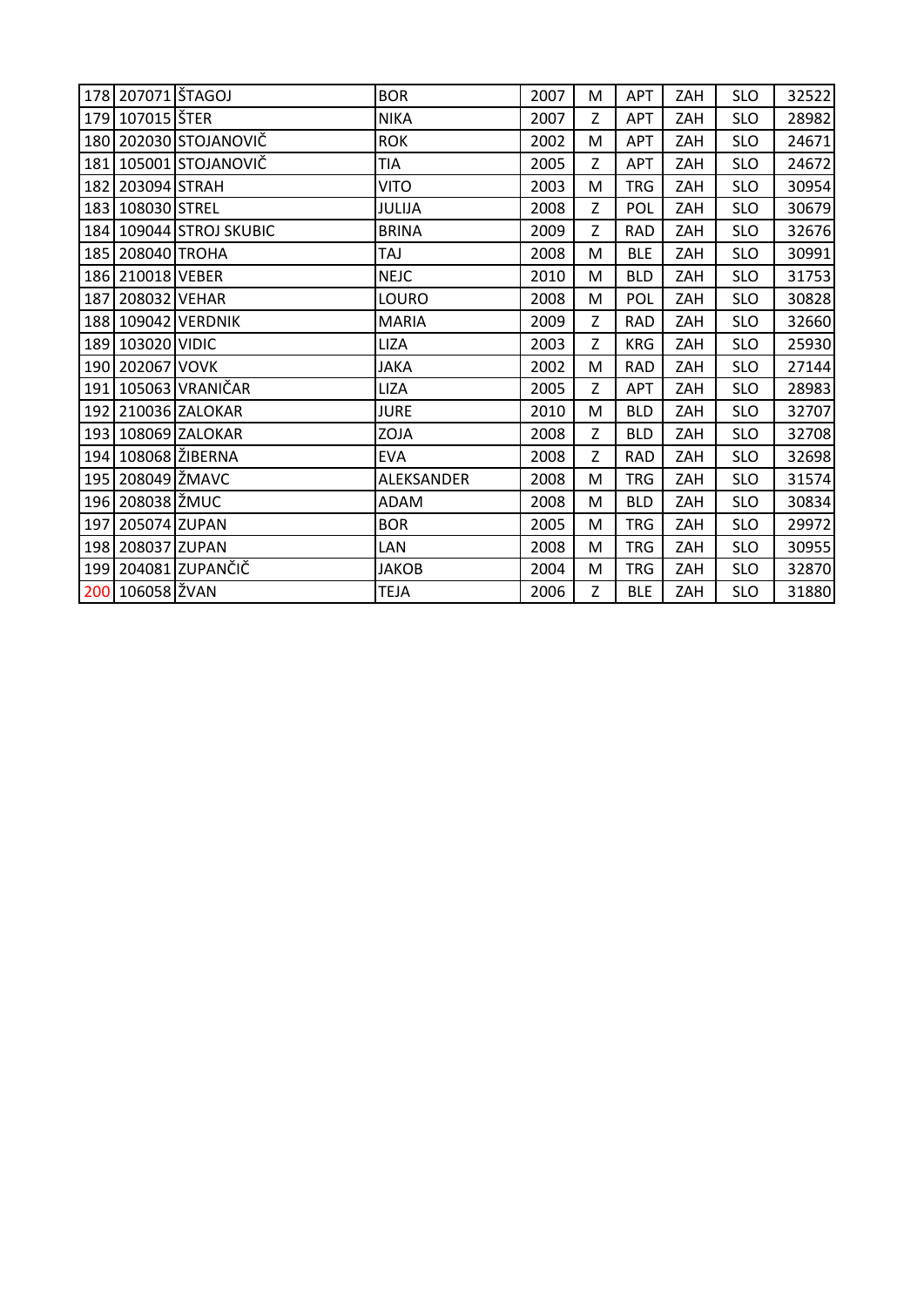| | | | | | | | | | |
|---|---|---|---|---|---|---|---|---|---|
| 178 | 207071 | ŠTAGOJ | BOR | 2007 | M | APT | ZAH | SLO | 32522 |
| 179 | 107015 | ŠTER | NIKA | 2007 | Z | APT | ZAH | SLO | 28982 |
| 180 | 202030 | STOJANOVIČ | ROK | 2002 | M | APT | ZAH | SLO | 24671 |
| 181 | 105001 | STOJANOVIČ | TIA | 2005 | Z | APT | ZAH | SLO | 24672 |
| 182 | 203094 | STRAH | VITO | 2003 | M | TRG | ZAH | SLO | 30954 |
| 183 | 108030 | STREL | JULIJA | 2008 | Z | POL | ZAH | SLO | 30679 |
| 184 | 109044 | STROJ SKUBIC | BRINA | 2009 | Z | RAD | ZAH | SLO | 32676 |
| 185 | 208040 | TROHA | TAJ | 2008 | M | BLE | ZAH | SLO | 30991 |
| 186 | 210018 | VEBER | NEJC | 2010 | M | BLD | ZAH | SLO | 31753 |
| 187 | 208032 | VEHAR | LOURO | 2008 | M | POL | ZAH | SLO | 30828 |
| 188 | 109042 | VERDNIK | MARIA | 2009 | Z | RAD | ZAH | SLO | 32660 |
| 189 | 103020 | VIDIC | LIZA | 2003 | Z | KRG | ZAH | SLO | 25930 |
| 190 | 202067 | VOVK | JAKA | 2002 | M | RAD | ZAH | SLO | 27144 |
| 191 | 105063 | VRANIČAR | LIZA | 2005 | Z | APT | ZAH | SLO | 28983 |
| 192 | 210036 | ZALOKAR | JURE | 2010 | M | BLD | ZAH | SLO | 32707 |
| 193 | 108069 | ZALOKAR | ZOJA | 2008 | Z | BLD | ZAH | SLO | 32708 |
| 194 | 108068 | ŽIBERNA | EVA | 2008 | Z | RAD | ZAH | SLO | 32698 |
| 195 | 208049 | ŽMAVC | ALEKSANDER | 2008 | M | TRG | ZAH | SLO | 31574 |
| 196 | 208038 | ŽMUC | ADAM | 2008 | M | BLD | ZAH | SLO | 30834 |
| 197 | 205074 | ZUPAN | BOR | 2005 | M | TRG | ZAH | SLO | 29972 |
| 198 | 208037 | ZUPAN | LAN | 2008 | M | TRG | ZAH | SLO | 30955 |
| 199 | 204081 | ZUPANČIČ | JAKOB | 2004 | M | TRG | ZAH | SLO | 32870 |
| 200 | 106058 | ŽVAN | TEJA | 2006 | Z | BLE | ZAH | SLO | 31880 |